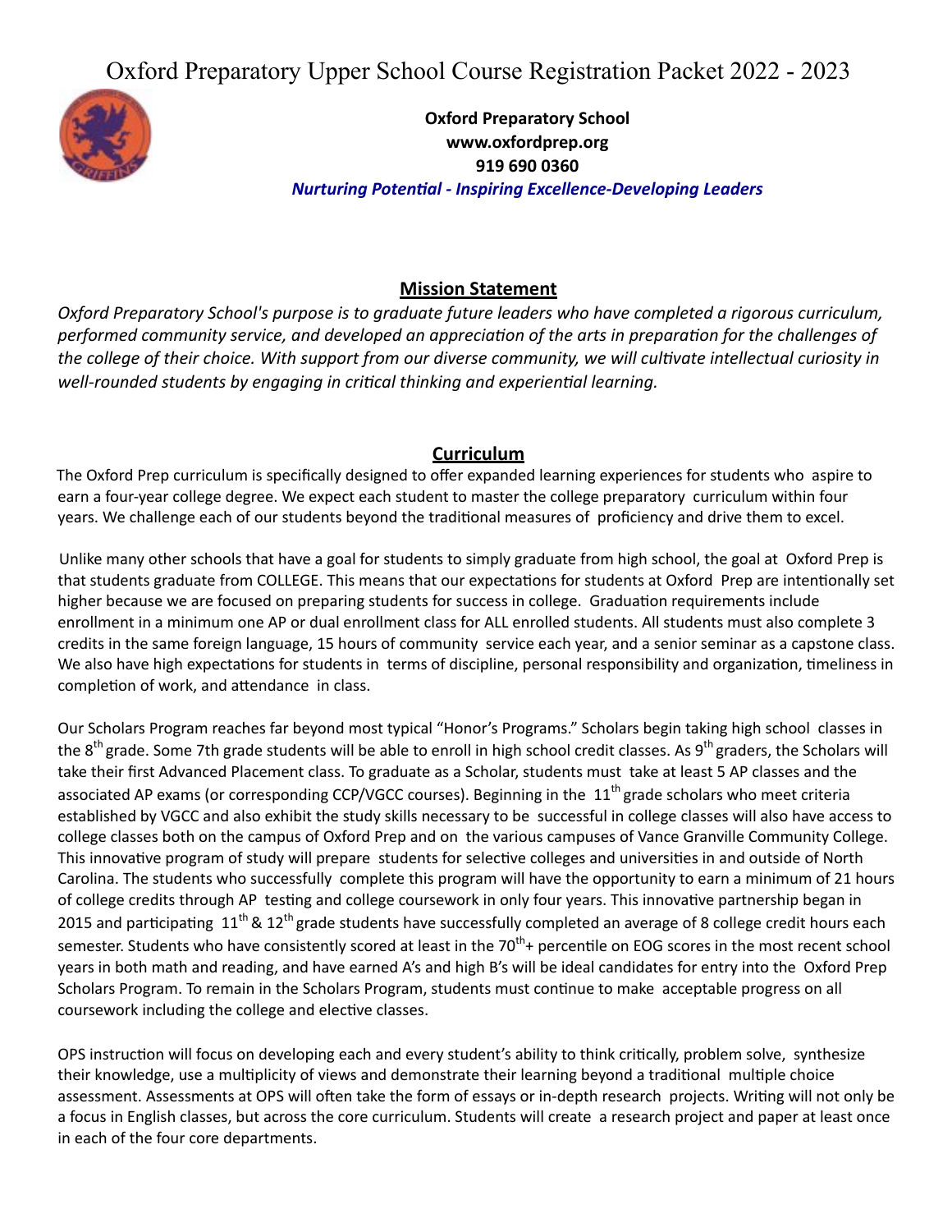# Oxford Preparatory Upper School Course Registration Packet 2022 - 2023

**Oxford Preparatory School**
**www.oxfordprep.org**
**919 690 0360**
***Nurturing Potential - Inspiring Excellence-Developing Leaders***

## Mission Statement

*Oxford Preparatory School's purpose is to graduate future leaders who have completed a rigorous curriculum, performed community service, and developed an appreciation of the arts in preparation for the challenges of the college of their choice. With support from our diverse community, we will cultivate intellectual curiosity in well-rounded students by engaging in critical thinking and experiential learning.*

## Curriculum

The Oxford Prep curriculum is specifically designed to offer expanded learning experiences for students who aspire to earn a four-year college degree. We expect each student to master the college preparatory curriculum within four years. We challenge each of our students beyond the traditional measures of proficiency and drive them to excel.

Unlike many other schools that have a goal for students to simply graduate from high school, the goal at Oxford Prep is that students graduate from COLLEGE. This means that our expectations for students at Oxford Prep are intentionally set higher because we are focused on preparing students for success in college. Graduation requirements include enrollment in a minimum one AP or dual enrollment class for ALL enrolled students. All students must also complete 3 credits in the same foreign language, 15 hours of community service each year, and a senior seminar as a capstone class. We also have high expectations for students in terms of discipline, personal responsibility and organization, timeliness in completion of work, and attendance in class.

Our Scholars Program reaches far beyond most typical "Honor's Programs." Scholars begin taking high school classes in the 8th grade. Some 7th grade students will be able to enroll in high school credit classes. As 9th graders, the Scholars will take their first Advanced Placement class. To graduate as a Scholar, students must take at least 5 AP classes and the associated AP exams (or corresponding CCP/VGCC courses). Beginning in the 11th grade scholars who meet criteria established by VGCC and also exhibit the study skills necessary to be successful in college classes will also have access to college classes both on the campus of Oxford Prep and on the various campuses of Vance Granville Community College. This innovative program of study will prepare students for selective colleges and universities in and outside of North Carolina. The students who successfully complete this program will have the opportunity to earn a minimum of 21 hours of college credits through AP testing and college coursework in only four years. This innovative partnership began in 2015 and participating 11th & 12th grade students have successfully completed an average of 8 college credit hours each semester. Students who have consistently scored at least in the 70th+ percentile on EOG scores in the most recent school years in both math and reading, and have earned A's and high B's will be ideal candidates for entry into the Oxford Prep Scholars Program. To remain in the Scholars Program, students must continue to make acceptable progress on all coursework including the college and elective classes.

OPS instruction will focus on developing each and every student's ability to think critically, problem solve, synthesize their knowledge, use a multiplicity of views and demonstrate their learning beyond a traditional multiple choice assessment. Assessments at OPS will often take the form of essays or in-depth research projects. Writing will not only be a focus in English classes, but across the core curriculum. Students will create a research project and paper at least once in each of the four core departments.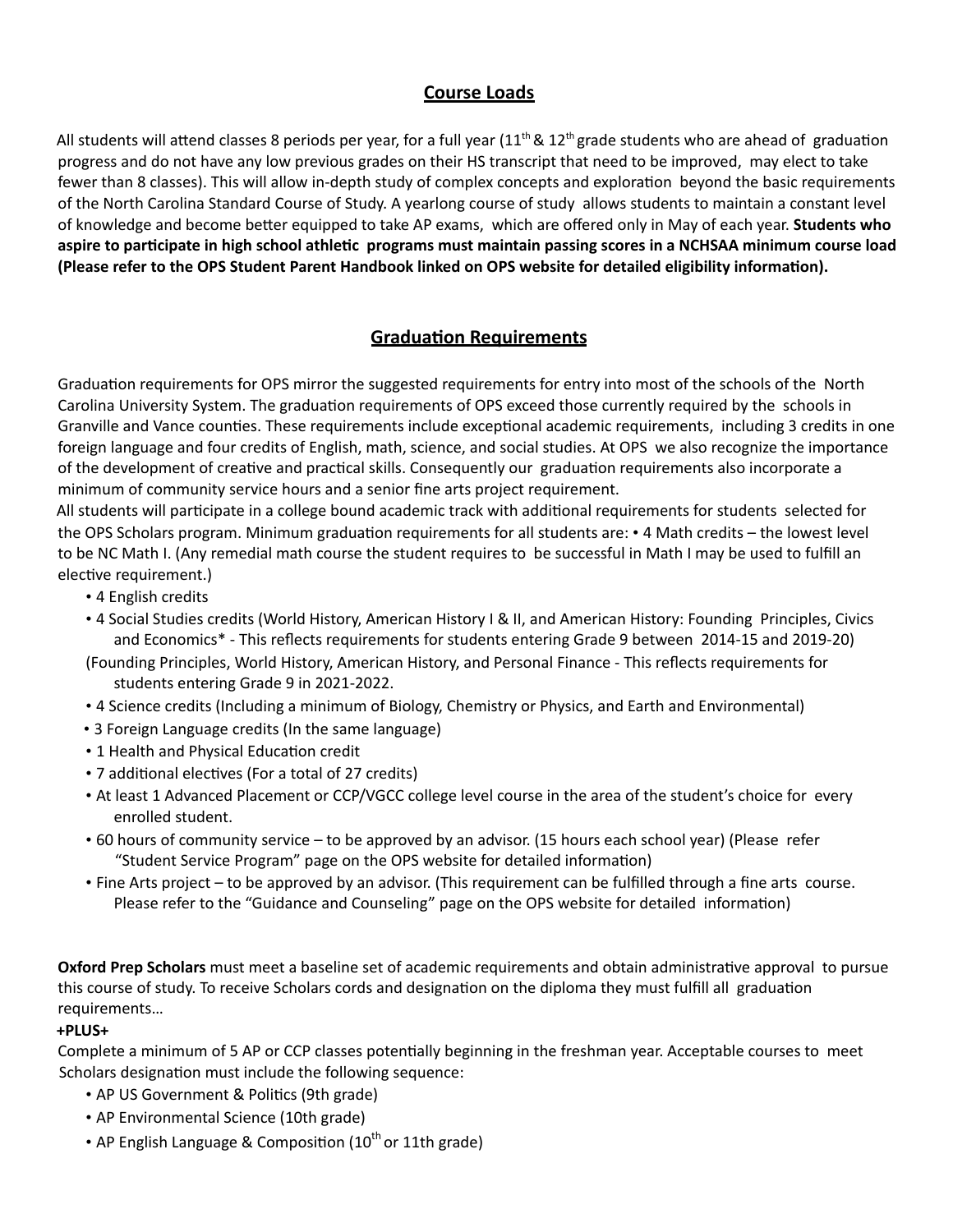## Course Loads

All students will attend classes 8 periods per year, for a full year (11th & 12th grade students who are ahead of graduation progress and do not have any low previous grades on their HS transcript that need to be improved, may elect to take fewer than 8 classes). This will allow in-depth study of complex concepts and exploration beyond the basic requirements of the North Carolina Standard Course of Study. A yearlong course of study allows students to maintain a constant level of knowledge and become better equipped to take AP exams, which are offered only in May of each year. **Students who aspire to participate in high school athletic programs must maintain passing scores in a NCHSAA minimum course load (Please refer to the OPS Student Parent Handbook linked on OPS website for detailed eligibility information).**

## Graduation Requirements

Graduation requirements for OPS mirror the suggested requirements for entry into most of the schools of the North Carolina University System. The graduation requirements of OPS exceed those currently required by the schools in Granville and Vance counties. These requirements include exceptional academic requirements, including 3 credits in one foreign language and four credits of English, math, science, and social studies. At OPS we also recognize the importance of the development of creative and practical skills. Consequently our graduation requirements also incorporate a minimum of community service hours and a senior fine arts project requirement.

All students will participate in a college bound academic track with additional requirements for students selected for the OPS Scholars program. Minimum graduation requirements for all students are: • 4 Math credits – the lowest level to be NC Math I. (Any remedial math course the student requires to be successful in Math I may be used to fulfill an elective requirement.)

- 4 English credits
- 4 Social Studies credits (World History, American History I & II, and American History: Founding Principles, Civics and Economics* - This reflects requirements for students entering Grade 9 between 2014-15 and 2019-20)
  (Founding Principles, World History, American History, and Personal Finance - This reflects requirements for students entering Grade 9 in 2021-2022.
- 4 Science credits (Including a minimum of Biology, Chemistry or Physics, and Earth and Environmental)
- 3 Foreign Language credits (In the same language)
- 1 Health and Physical Education credit
- 7 additional electives (For a total of 27 credits)
- At least 1 Advanced Placement or CCP/VGCC college level course in the area of the student's choice for every enrolled student.
- 60 hours of community service – to be approved by an advisor. (15 hours each school year) (Please refer "Student Service Program" page on the OPS website for detailed information)
- Fine Arts project – to be approved by an advisor. (This requirement can be fulfilled through a fine arts course. Please refer to the "Guidance and Counseling" page on the OPS website for detailed information)

**Oxford Prep Scholars** must meet a baseline set of academic requirements and obtain administrative approval to pursue this course of study. To receive Scholars cords and designation on the diploma they must fulfill all graduation requirements…

**+PLUS+**

Complete a minimum of 5 AP or CCP classes potentially beginning in the freshman year. Acceptable courses to meet Scholars designation must include the following sequence:

- AP US Government & Politics (9th grade)
- AP Environmental Science (10th grade)
- AP English Language & Composition (10th or 11th grade)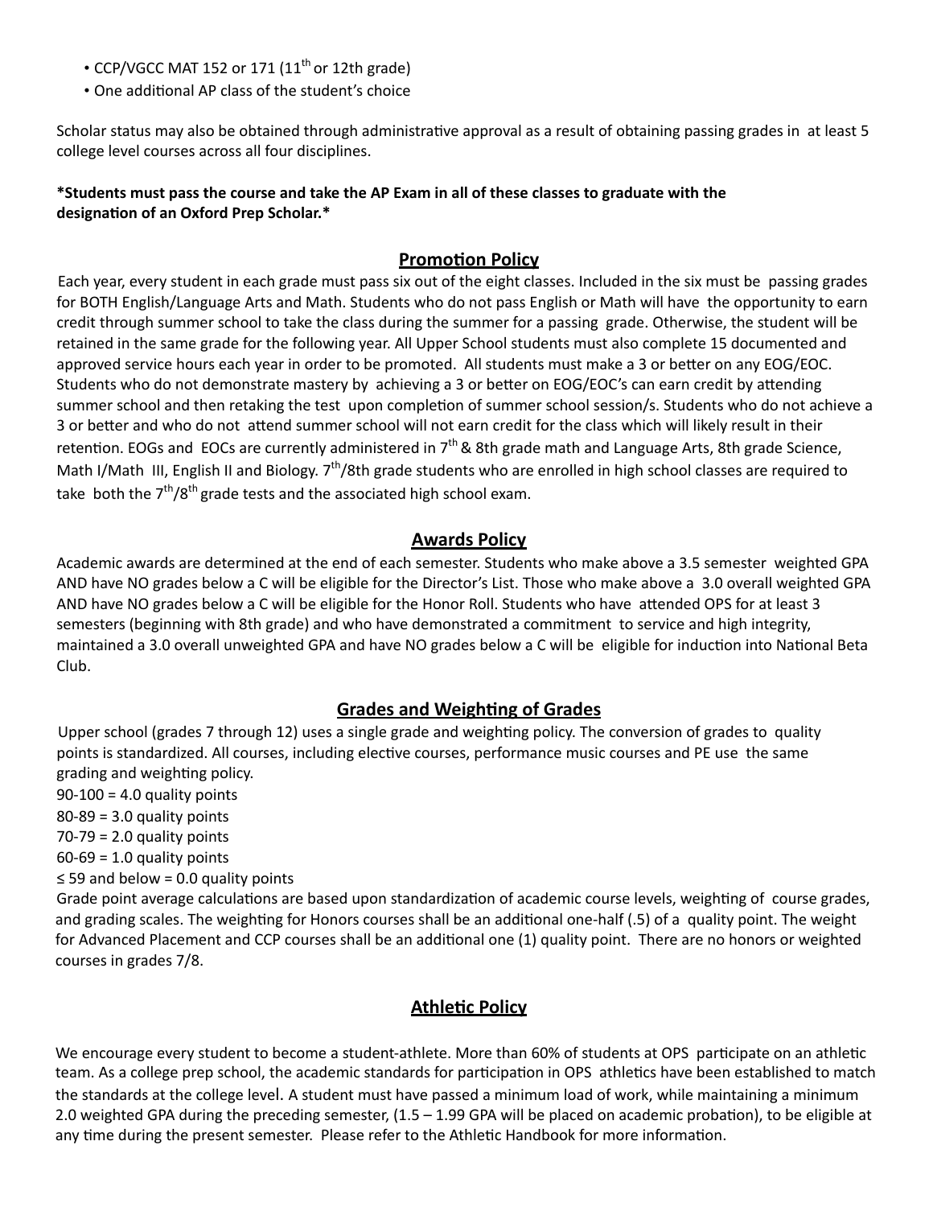- CCP/VGCC MAT 152 or 171 ($11^{th}$ or 12th grade)
- One additional AP class of the student's choice

Scholar status may also be obtained through administrative approval as a result of obtaining passing grades in at least 5 college level courses across all four disciplines.

**\*Students must pass the course and take the AP Exam in all of these classes to graduate with the designation of an Oxford Prep Scholar.\***

## Promotion Policy

Each year, every student in each grade must pass six out of the eight classes. Included in the six must be passing grades for BOTH English/Language Arts and Math. Students who do not pass English or Math will have the opportunity to earn credit through summer school to take the class during the summer for a passing grade. Otherwise, the student will be retained in the same grade for the following year. All Upper School students must also complete 15 documented and approved service hours each year in order to be promoted. All students must make a 3 or better on any EOG/EOC. Students who do not demonstrate mastery by achieving a 3 or better on EOG/EOC's can earn credit by attending summer school and then retaking the test upon completion of summer school session/s. Students who do not achieve a 3 or better and who do not attend summer school will not earn credit for the class which will likely result in their retention. EOGs and EOCs are currently administered in $7^{th}$ & 8th grade math and Language Arts, 8th grade Science, Math I/Math III, English II and Biology. $7^{th}$/8th grade students who are enrolled in high school classes are required to take both the $7^{th}$/$8^{th}$ grade tests and the associated high school exam.

## Awards Policy

Academic awards are determined at the end of each semester. Students who make above a 3.5 semester weighted GPA AND have NO grades below a C will be eligible for the Director's List. Those who make above a 3.0 overall weighted GPA AND have NO grades below a C will be eligible for the Honor Roll. Students who have attended OPS for at least 3 semesters (beginning with 8th grade) and who have demonstrated a commitment to service and high integrity, maintained a 3.0 overall unweighted GPA and have NO grades below a C will be eligible for induction into National Beta Club.

## Grades and Weighting of Grades

Upper school (grades 7 through 12) uses a single grade and weighting policy. The conversion of grades to quality points is standardized. All courses, including elective courses, performance music courses and PE use the same grading and weighting policy.

90-100 = 4.0 quality points
80-89 = 3.0 quality points
70-79 = 2.0 quality points
60-69 = 1.0 quality points
≤ 59 and below = 0.0 quality points

Grade point average calculations are based upon standardization of academic course levels, weighting of course grades, and grading scales. The weighting for Honors courses shall be an additional one-half (.5) of a quality point. The weight for Advanced Placement and CCP courses shall be an additional one (1) quality point. There are no honors or weighted courses in grades 7/8.

## Athletic Policy

We encourage every student to become a student-athlete. More than 60% of students at OPS participate on an athletic team. As a college prep school, the academic standards for participation in OPS athletics have been established to match the standards at the college level. A student must have passed a minimum load of work, while maintaining a minimum 2.0 weighted GPA during the preceding semester, (1.5 – 1.99 GPA will be placed on academic probation), to be eligible at any time during the present semester. Please refer to the Athletic Handbook for more information.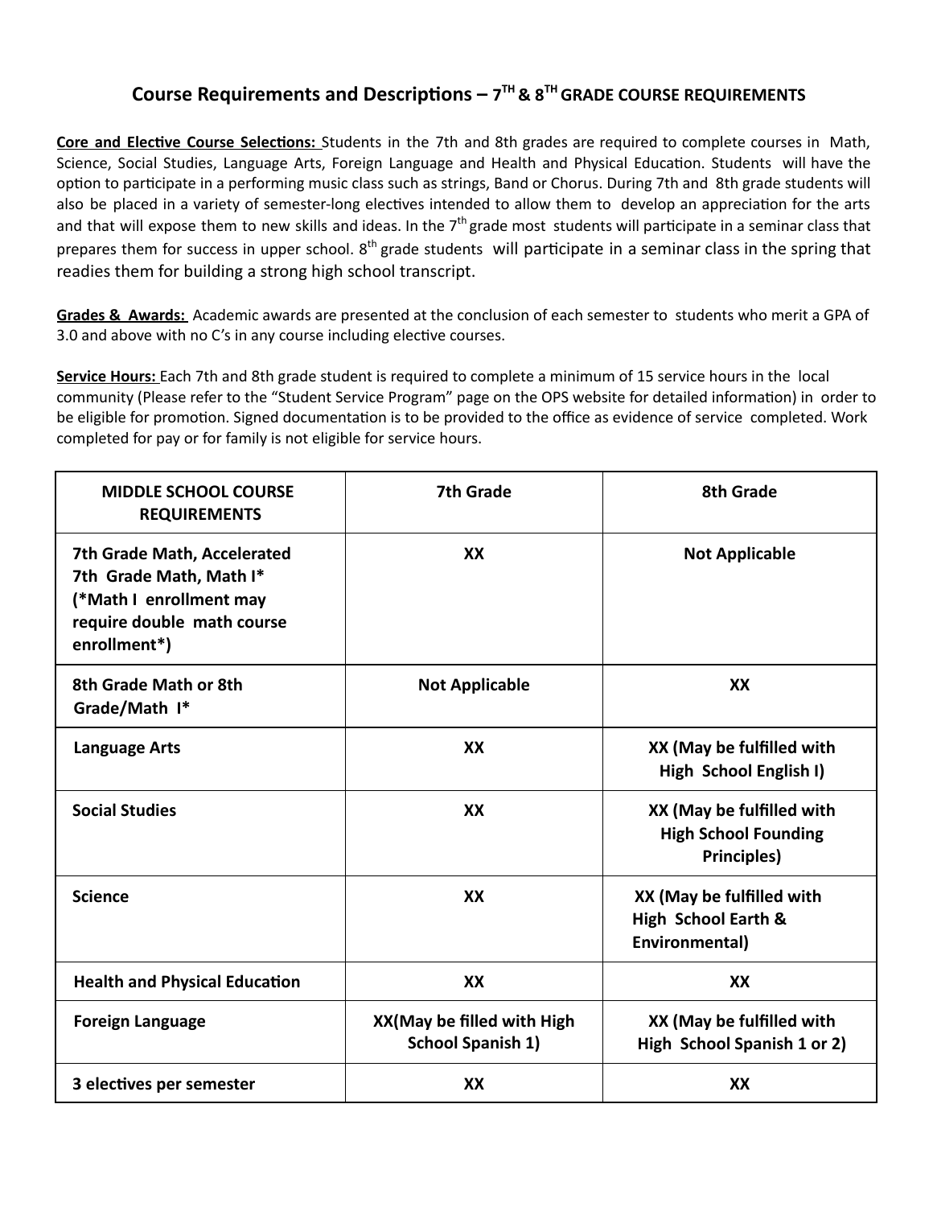# Course Requirements and Descriptions – 7TH & 8TH GRADE COURSE REQUIREMENTS

**Core and Elective Course Selections:** Students in the 7th and 8th grades are required to complete courses in Math, Science, Social Studies, Language Arts, Foreign Language and Health and Physical Education. Students will have the option to participate in a performing music class such as strings, Band or Chorus. During 7th and 8th grade students will also be placed in a variety of semester-long electives intended to allow them to develop an appreciation for the arts and that will expose them to new skills and ideas. In the 7th grade most students will participate in a seminar class that prepares them for success in upper school. 8th grade students will participate in a seminar class in the spring that readies them for building a strong high school transcript.

**Grades & Awards:** Academic awards are presented at the conclusion of each semester to students who merit a GPA of 3.0 and above with no C's in any course including elective courses.

**Service Hours:** Each 7th and 8th grade student is required to complete a minimum of 15 service hours in the local community (Please refer to the "Student Service Program" page on the OPS website for detailed information) in order to be eligible for promotion. Signed documentation is to be provided to the office as evidence of service completed. Work completed for pay or for family is not eligible for service hours.

| MIDDLE SCHOOL COURSE REQUIREMENTS | 7th Grade | 8th Grade |
|---|---|---|
| 7th Grade Math, Accelerated 7th Grade Math, Math I* (*Math I enrollment may require double math course enrollment*) | XX | Not Applicable |
| 8th Grade Math or 8th Grade/Math I* | Not Applicable | XX |
| Language Arts | XX | XX (May be fulfilled with High School English I) |
| Social Studies | XX | XX (May be fulfilled with High School Founding Principles) |
| Science | XX | XX (May be fulfilled with High School Earth & Environmental) |
| Health and Physical Education | XX | XX |
| Foreign Language | XX(May be filled with High School Spanish 1) | XX (May be fulfilled with High School Spanish 1 or 2) |
| 3 electives per semester | XX | XX |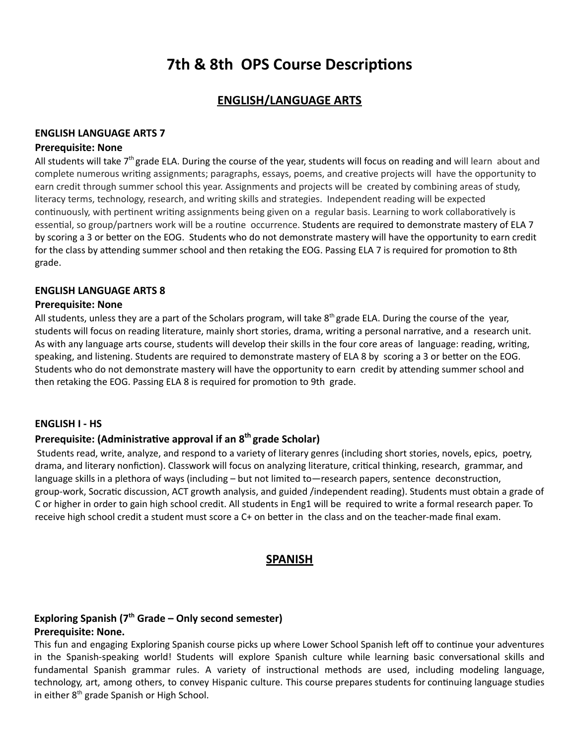# 7th & 8th OPS Course Descriptions

## ENGLISH/LANGUAGE ARTS

**ENGLISH LANGUAGE ARTS 7**

**Prerequisite: None**

All students will take 7th grade ELA. During the course of the year, students will focus on reading and will learn about and complete numerous writing assignments; paragraphs, essays, poems, and creative projects will have the opportunity to earn credit through summer school this year. Assignments and projects will be created by combining areas of study, literacy terms, technology, research, and writing skills and strategies. Independent reading will be expected continuously, with pertinent writing assignments being given on a regular basis. Learning to work collaboratively is essential, so group/partners work will be a routine occurrence. Students are required to demonstrate mastery of ELA 7 by scoring a 3 or better on the EOG. Students who do not demonstrate mastery will have the opportunity to earn credit for the class by attending summer school and then retaking the EOG. Passing ELA 7 is required for promotion to 8th grade.

**ENGLISH LANGUAGE ARTS 8**

**Prerequisite: None**

All students, unless they are a part of the Scholars program, will take 8th grade ELA. During the course of the year, students will focus on reading literature, mainly short stories, drama, writing a personal narrative, and a research unit. As with any language arts course, students will develop their skills in the four core areas of language: reading, writing, speaking, and listening. Students are required to demonstrate mastery of ELA 8 by scoring a 3 or better on the EOG. Students who do not demonstrate mastery will have the opportunity to earn credit by attending summer school and then retaking the EOG. Passing ELA 8 is required for promotion to 9th grade.

**ENGLISH I - HS**

**Prerequisite: (Administrative approval if an 8th grade Scholar)**

Students read, write, analyze, and respond to a variety of literary genres (including short stories, novels, epics, poetry, drama, and literary nonfiction). Classwork will focus on analyzing literature, critical thinking, research, grammar, and language skills in a plethora of ways (including – but not limited to—research papers, sentence deconstruction, group-work, Socratic discussion, ACT growth analysis, and guided /independent reading). Students must obtain a grade of C or higher in order to gain high school credit. All students in Eng1 will be required to write a formal research paper. To receive high school credit a student must score a C+ on better in the class and on the teacher-made final exam.

## SPANISH

**Exploring Spanish (7th Grade – Only second semester)**

**Prerequisite: None.**

This fun and engaging Exploring Spanish course picks up where Lower School Spanish left off to continue your adventures in the Spanish-speaking world! Students will explore Spanish culture while learning basic conversational skills and fundamental Spanish grammar rules. A variety of instructional methods are used, including modeling language, technology, art, among others, to convey Hispanic culture. This course prepares students for continuing language studies in either 8th grade Spanish or High School.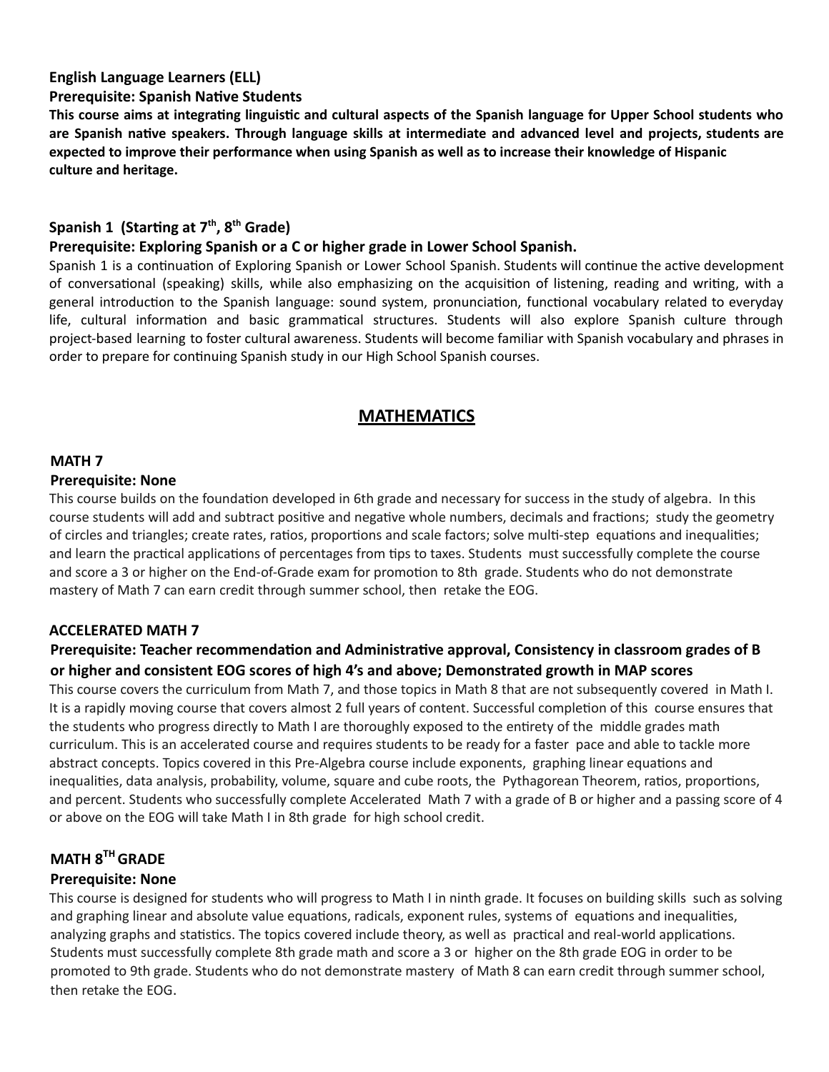**English Language Learners (ELL)**

**Prerequisite: Spanish Native Students**

**This course aims at integrating linguistic and cultural aspects of the Spanish language for Upper School students who are Spanish native speakers. Through language skills at intermediate and advanced level and projects, students are expected to improve their performance when using Spanish as well as to increase their knowledge of Hispanic culture and heritage.**

**Spanish 1 (Starting at 7th, 8th Grade)**

**Prerequisite: Exploring Spanish or a C or higher grade in Lower School Spanish.**

Spanish 1 is a continuation of Exploring Spanish or Lower School Spanish. Students will continue the active development of conversational (speaking) skills, while also emphasizing on the acquisition of listening, reading and writing, with a general introduction to the Spanish language: sound system, pronunciation, functional vocabulary related to everyday life, cultural information and basic grammatical structures. Students will also explore Spanish culture through project-based learning to foster cultural awareness. Students will become familiar with Spanish vocabulary and phrases in order to prepare for continuing Spanish study in our High School Spanish courses.

## MATHEMATICS

**MATH 7**

**Prerequisite: None**

This course builds on the foundation developed in 6th grade and necessary for success in the study of algebra. In this course students will add and subtract positive and negative whole numbers, decimals and fractions; study the geometry of circles and triangles; create rates, ratios, proportions and scale factors; solve multi-step equations and inequalities; and learn the practical applications of percentages from tips to taxes. Students must successfully complete the course and score a 3 or higher on the End-of-Grade exam for promotion to 8th grade. Students who do not demonstrate mastery of Math 7 can earn credit through summer school, then retake the EOG.

**ACCELERATED MATH 7**

**Prerequisite: Teacher recommendation and Administrative approval, Consistency in classroom grades of B or higher and consistent EOG scores of high 4's and above; Demonstrated growth in MAP scores**

This course covers the curriculum from Math 7, and those topics in Math 8 that are not subsequently covered in Math I. It is a rapidly moving course that covers almost 2 full years of content. Successful completion of this course ensures that the students who progress directly to Math I are thoroughly exposed to the entirety of the middle grades math curriculum. This is an accelerated course and requires students to be ready for a faster pace and able to tackle more abstract concepts. Topics covered in this Pre-Algebra course include exponents, graphing linear equations and inequalities, data analysis, probability, volume, square and cube roots, the Pythagorean Theorem, ratios, proportions, and percent. Students who successfully complete Accelerated Math 7 with a grade of B or higher and a passing score of 4 or above on the EOG will take Math I in 8th grade for high school credit.

**MATH 8TH GRADE**

**Prerequisite: None**

This course is designed for students who will progress to Math I in ninth grade. It focuses on building skills such as solving and graphing linear and absolute value equations, radicals, exponent rules, systems of equations and inequalities, analyzing graphs and statistics. The topics covered include theory, as well as practical and real-world applications. Students must successfully complete 8th grade math and score a 3 or higher on the 8th grade EOG in order to be promoted to 9th grade. Students who do not demonstrate mastery of Math 8 can earn credit through summer school, then retake the EOG.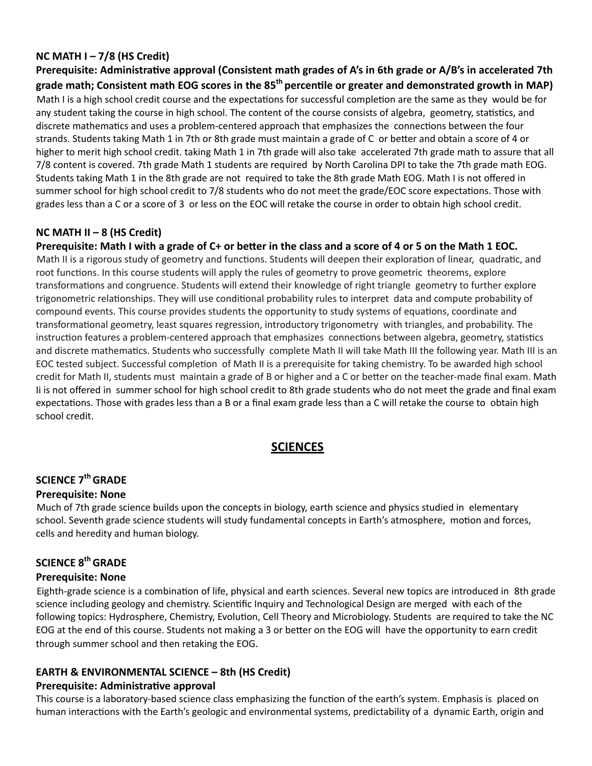### NC MATH I – 7/8 (HS Credit)

**Prerequisite: Administrative approval (Consistent math grades of A's in 6th grade or A/B's in accelerated 7th grade math; Consistent math EOG scores in the 85th percentile or greater and demonstrated growth in MAP)**

Math I is a high school credit course and the expectations for successful completion are the same as they would be for any student taking the course in high school. The content of the course consists of algebra, geometry, statistics, and discrete mathematics and uses a problem-centered approach that emphasizes the connections between the four strands. Students taking Math 1 in 7th or 8th grade must maintain a grade of C or better and obtain a score of 4 or higher to merit high school credit. taking Math 1 in 7th grade will also take accelerated 7th grade math to assure that all 7/8 content is covered. 7th grade Math 1 students are required by North Carolina DPI to take the 7th grade math EOG. Students taking Math 1 in the 8th grade are not required to take the 8th grade Math EOG. Math I is not offered in summer school for high school credit to 7/8 students who do not meet the grade/EOC score expectations. Those with grades less than a C or a score of 3 or less on the EOC will retake the course in order to obtain high school credit.

### NC MATH II – 8 (HS Credit)

**Prerequisite: Math I with a grade of C+ or better in the class and a score of 4 or 5 on the Math 1 EOC.**

Math II is a rigorous study of geometry and functions. Students will deepen their exploration of linear, quadratic, and root functions. In this course students will apply the rules of geometry to prove geometric theorems, explore transformations and congruence. Students will extend their knowledge of right triangle geometry to further explore trigonometric relationships. They will use conditional probability rules to interpret data and compute probability of compound events. This course provides students the opportunity to study systems of equations, coordinate and transformational geometry, least squares regression, introductory trigonometry with triangles, and probability. The instruction features a problem-centered approach that emphasizes connections between algebra, geometry, statistics and discrete mathematics. Students who successfully complete Math II will take Math III the following year. Math III is an EOC tested subject. Successful completion of Math II is a prerequisite for taking chemistry. To be awarded high school credit for Math II, students must maintain a grade of B or higher and a C or better on the teacher-made final exam. Math Ii is not offered in summer school for high school credit to 8th grade students who do not meet the grade and final exam expectations. Those with grades less than a B or a final exam grade less than a C will retake the course to obtain high school credit.

## SCIENCES

### SCIENCE 7th GRADE

**Prerequisite: None**

Much of 7th grade science builds upon the concepts in biology, earth science and physics studied in elementary school. Seventh grade science students will study fundamental concepts in Earth's atmosphere, motion and forces, cells and heredity and human biology.

### SCIENCE 8th GRADE

**Prerequisite: None**

Eighth-grade science is a combination of life, physical and earth sciences. Several new topics are introduced in 8th grade science including geology and chemistry. Scientific Inquiry and Technological Design are merged with each of the following topics: Hydrosphere, Chemistry, Evolution, Cell Theory and Microbiology. Students are required to take the NC EOG at the end of this course. Students not making a 3 or better on the EOG will have the opportunity to earn credit through summer school and then retaking the EOG.

### EARTH & ENVIRONMENTAL SCIENCE – 8th (HS Credit)

**Prerequisite: Administrative approval**

This course is a laboratory-based science class emphasizing the function of the earth's system. Emphasis is placed on human interactions with the Earth's geologic and environmental systems, predictability of a dynamic Earth, origin and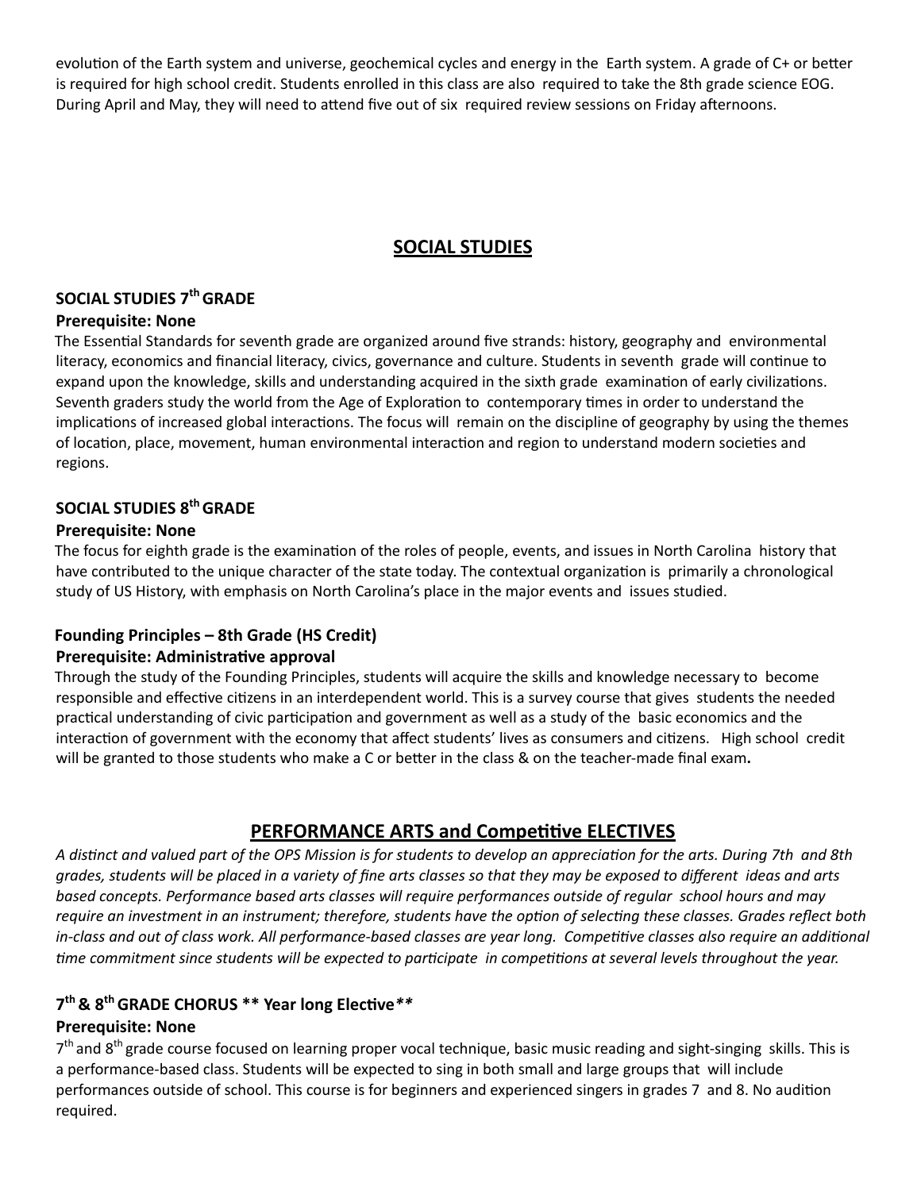evolution of the Earth system and universe, geochemical cycles and energy in the Earth system. A grade of C+ or better is required for high school credit. Students enrolled in this class are also required to take the 8th grade science EOG. During April and May, they will need to attend five out of six required review sessions on Friday afternoons.

## SOCIAL STUDIES

### SOCIAL STUDIES 7th GRADE

**Prerequisite: None**

The Essential Standards for seventh grade are organized around five strands: history, geography and environmental literacy, economics and financial literacy, civics, governance and culture. Students in seventh grade will continue to expand upon the knowledge, skills and understanding acquired in the sixth grade examination of early civilizations. Seventh graders study the world from the Age of Exploration to contemporary times in order to understand the implications of increased global interactions. The focus will remain on the discipline of geography by using the themes of location, place, movement, human environmental interaction and region to understand modern societies and regions.

### SOCIAL STUDIES 8th GRADE

**Prerequisite: None**

The focus for eighth grade is the examination of the roles of people, events, and issues in North Carolina history that have contributed to the unique character of the state today. The contextual organization is primarily a chronological study of US History, with emphasis on North Carolina's place in the major events and issues studied.

### Founding Principles – 8th Grade (HS Credit)

**Prerequisite: Administrative approval**

Through the study of the Founding Principles, students will acquire the skills and knowledge necessary to become responsible and effective citizens in an interdependent world. This is a survey course that gives students the needed practical understanding of civic participation and government as well as a study of the basic economics and the interaction of government with the economy that affect students' lives as consumers and citizens. High school credit will be granted to those students who make a C or better in the class & on the teacher-made final exam**.**

## PERFORMANCE ARTS and Competitive ELECTIVES

*A distinct and valued part of the OPS Mission is for students to develop an appreciation for the arts. During 7th and 8th grades, students will be placed in a variety of fine arts classes so that they may be exposed to different ideas and arts based concepts. Performance based arts classes will require performances outside of regular school hours and may require an investment in an instrument; therefore, students have the option of selecting these classes. Grades reflect both in-class and out of class work. All performance-based classes are year long. Competitive classes also require an additional time commitment since students will be expected to participate in competitions at several levels throughout the year.*

### 7th & 8th GRADE CHORUS ** Year long Elective**

**Prerequisite: None**

7th and 8th grade course focused on learning proper vocal technique, basic music reading and sight-singing skills. This is a performance-based class. Students will be expected to sing in both small and large groups that will include performances outside of school. This course is for beginners and experienced singers in grades 7 and 8. No audition required.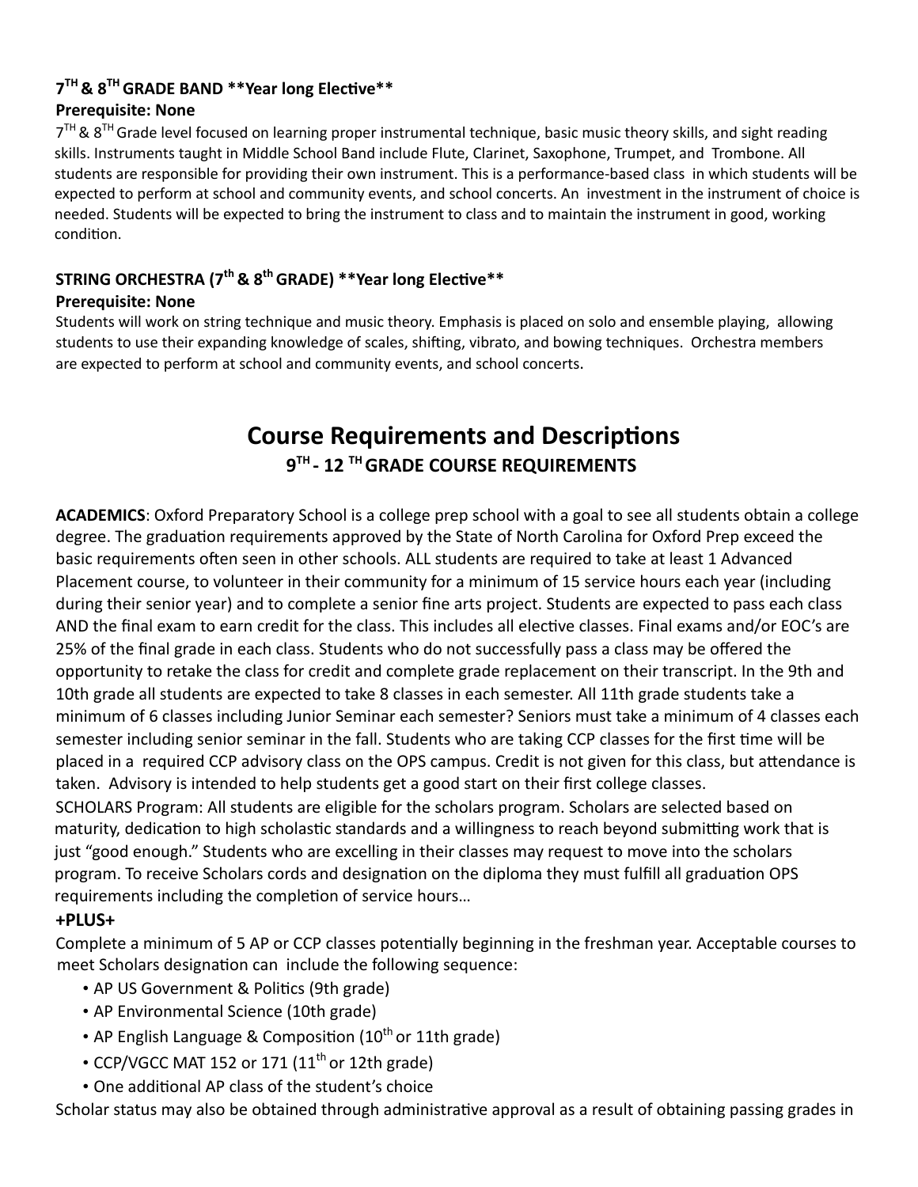### 7TH & 8TH GRADE BAND **Year long Elective**

**Prerequisite: None**

7TH & 8TH Grade level focused on learning proper instrumental technique, basic music theory skills, and sight reading skills. Instruments taught in Middle School Band include Flute, Clarinet, Saxophone, Trumpet, and Trombone. All students are responsible for providing their own instrument. This is a performance-based class in which students will be expected to perform at school and community events, and school concerts. An investment in the instrument of choice is needed. Students will be expected to bring the instrument to class and to maintain the instrument in good, working condition.

### STRING ORCHESTRA (7th & 8th GRADE) **Year long Elective**

**Prerequisite: None**

Students will work on string technique and music theory. Emphasis is placed on solo and ensemble playing, allowing students to use their expanding knowledge of scales, shifting, vibrato, and bowing techniques. Orchestra members are expected to perform at school and community events, and school concerts.

# Course Requirements and Descriptions

## 9TH - 12 TH GRADE COURSE REQUIREMENTS

**ACADEMICS**: Oxford Preparatory School is a college prep school with a goal to see all students obtain a college degree. The graduation requirements approved by the State of North Carolina for Oxford Prep exceed the basic requirements often seen in other schools. ALL students are required to take at least 1 Advanced Placement course, to volunteer in their community for a minimum of 15 service hours each year (including during their senior year) and to complete a senior fine arts project. Students are expected to pass each class AND the final exam to earn credit for the class. This includes all elective classes. Final exams and/or EOC's are 25% of the final grade in each class. Students who do not successfully pass a class may be offered the opportunity to retake the class for credit and complete grade replacement on their transcript. In the 9th and 10th grade all students are expected to take 8 classes in each semester. All 11th grade students take a minimum of 6 classes including Junior Seminar each semester? Seniors must take a minimum of 4 classes each semester including senior seminar in the fall. Students who are taking CCP classes for the first time will be placed in a required CCP advisory class on the OPS campus. Credit is not given for this class, but attendance is taken. Advisory is intended to help students get a good start on their first college classes.

SCHOLARS Program: All students are eligible for the scholars program. Scholars are selected based on maturity, dedication to high scholastic standards and a willingness to reach beyond submitting work that is just "good enough." Students who are excelling in their classes may request to move into the scholars program. To receive Scholars cords and designation on the diploma they must fulfill all graduation OPS requirements including the completion of service hours…

**+PLUS+**

Complete a minimum of 5 AP or CCP classes potentially beginning in the freshman year. Acceptable courses to meet Scholars designation can include the following sequence:

- AP US Government & Politics (9th grade)
- AP Environmental Science (10th grade)
- AP English Language & Composition (10th or 11th grade)
- CCP/VGCC MAT 152 or 171 (11th or 12th grade)
- One additional AP class of the student's choice

Scholar status may also be obtained through administrative approval as a result of obtaining passing grades in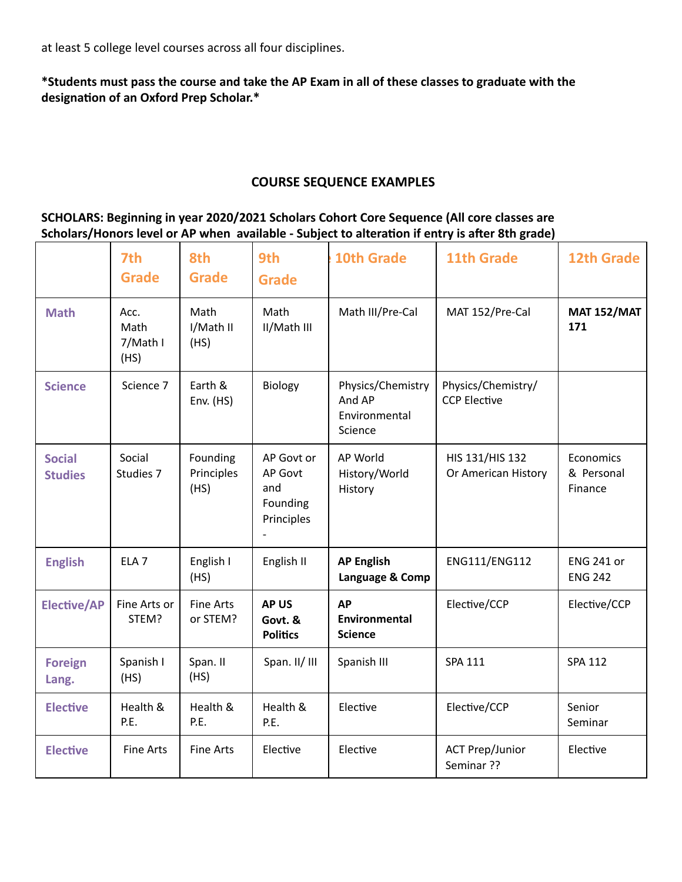at least 5 college level courses across all four disciplines.

**\*Students must pass the course and take the AP Exam in all of these classes to graduate with the designation of an Oxford Prep Scholar.\***

## COURSE SEQUENCE EXAMPLES

**SCHOLARS: Beginning in year 2020/2021 Scholars Cohort Core Sequence (All core classes are Scholars/Honors level or AP when available - Subject to alteration if entry is after 8th grade)**

| | 7th Grade | 8th Grade | 9th Grade | 10th Grade | 11th Grade | 12th Grade |
|---|---|---|---|---|---|---|
| Math | Acc. Math 7/Math I (HS) | Math I/Math II (HS) | Math II/Math III | Math III/Pre-Cal | MAT 152/Pre-Cal | **MAT 152/MAT 171** |
| Science | Science 7 | Earth & Env. (HS) | Biology | Physics/Chemistry And AP Environmental Science | Physics/Chemistry/ CCP Elective | |
| Social Studies | Social Studies 7 | Founding Principles (HS) | AP Govt or AP Govt and Founding Principles - | AP World History/World History | HIS 131/HIS 132 Or American History | Economics & Personal Finance |
| English | ELA 7 | English I (HS) | English II | **AP English Language & Comp** | ENG111/ENG112 | ENG 241 or ENG 242 |
| Elective/AP | Fine Arts or STEM? | Fine Arts or STEM? | **AP US Govt. & Politics** | **AP Environmental Science** | Elective/CCP | Elective/CCP |
| Foreign Lang. | Spanish I (HS) | Span. II (HS) | Span. II/ III | Spanish III | SPA 111 | SPA 112 |
| Elective | Health & P.E. | Health & P.E. | Health & P.E. | Elective | Elective/CCP | Senior Seminar |
| Elective | Fine Arts | Fine Arts | Elective | Elective | ACT Prep/Junior Seminar ?? | Elective |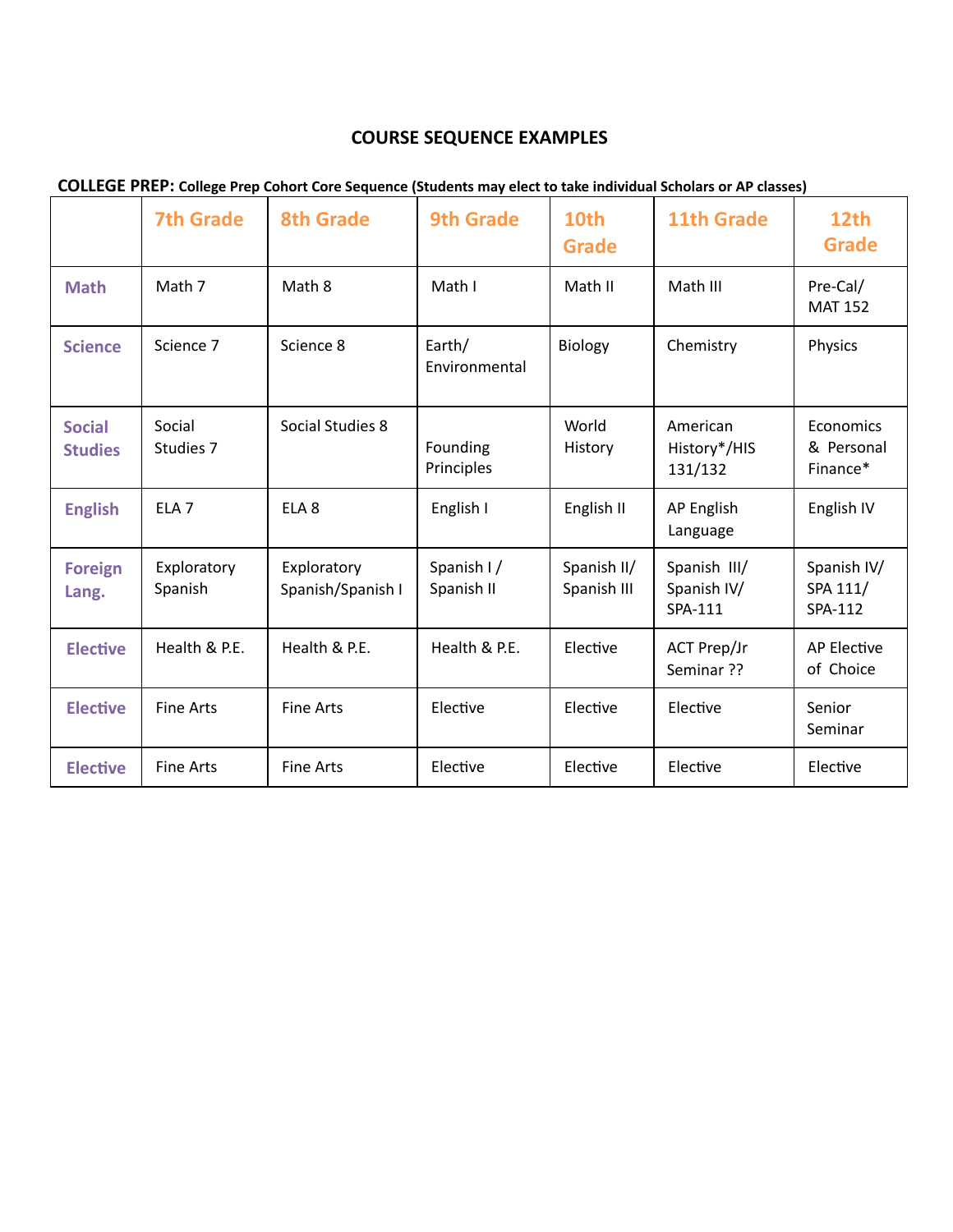# COURSE SEQUENCE EXAMPLES

**COLLEGE PREP: College Prep Cohort Core Sequence (Students may elect to take individual Scholars or AP classes)**

| | 7th Grade | 8th Grade | 9th Grade | 10th Grade | 11th Grade | 12th Grade |
|---|---|---|---|---|---|---|
| **Math** | Math 7 | Math 8 | Math I | Math II | Math III | Pre-Cal/ MAT 152 |
| **Science** | Science 7 | Science 8 | Earth/ Environmental | Biology | Chemistry | Physics |
| **Social Studies** | Social Studies 7 | Social Studies 8 | Founding Principles | World History | American History*/HIS 131/132 | Economics & Personal Finance* |
| **English** | ELA 7 | ELA 8 | English I | English II | AP English Language | English IV |
| **Foreign Lang.** | Exploratory Spanish | Exploratory Spanish/Spanish I | Spanish I / Spanish II | Spanish II/ Spanish III | Spanish III/ Spanish IV/ SPA-111 | Spanish IV/ SPA 111/ SPA-112 |
| **Elective** | Health & P.E. | Health & P.E. | Health & P.E. | Elective | ACT Prep/Jr Seminar ?? | AP Elective of Choice |
| **Elective** | Fine Arts | Fine Arts | Elective | Elective | Elective | Senior Seminar |
| **Elective** | Fine Arts | Fine Arts | Elective | Elective | Elective | Elective |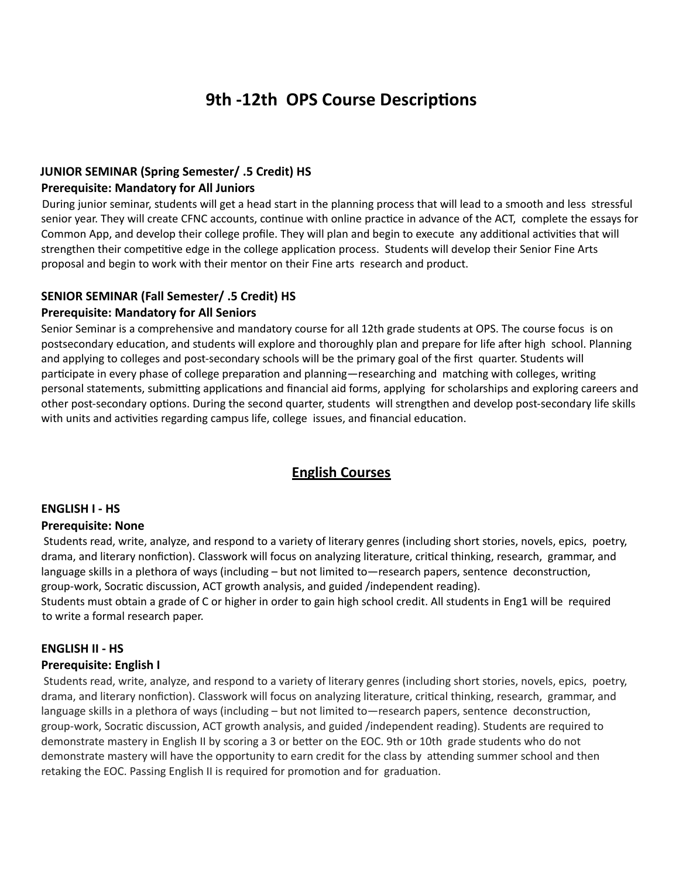# 9th -12th OPS Course Descriptions

**JUNIOR SEMINAR (Spring Semester/ .5 Credit) HS**
**Prerequisite: Mandatory for All Juniors**

During junior seminar, students will get a head start in the planning process that will lead to a smooth and less stressful senior year. They will create CFNC accounts, continue with online practice in advance of the ACT, complete the essays for Common App, and develop their college profile. They will plan and begin to execute any additional activities that will strengthen their competitive edge in the college application process. Students will develop their Senior Fine Arts proposal and begin to work with their mentor on their Fine arts research and product.

**SENIOR SEMINAR (Fall Semester/ .5 Credit) HS**
**Prerequisite: Mandatory for All Seniors**

Senior Seminar is a comprehensive and mandatory course for all 12th grade students at OPS. The course focus is on postsecondary education, and students will explore and thoroughly plan and prepare for life after high school. Planning and applying to colleges and post-secondary schools will be the primary goal of the first quarter. Students will participate in every phase of college preparation and planning—researching and matching with colleges, writing personal statements, submitting applications and financial aid forms, applying for scholarships and exploring careers and other post-secondary options. During the second quarter, students will strengthen and develop post-secondary life skills with units and activities regarding campus life, college issues, and financial education.

## English Courses

**ENGLISH I - HS**
**Prerequisite: None**

Students read, write, analyze, and respond to a variety of literary genres (including short stories, novels, epics, poetry, drama, and literary nonfiction). Classwork will focus on analyzing literature, critical thinking, research, grammar, and language skills in a plethora of ways (including – but not limited to—research papers, sentence deconstruction, group-work, Socratic discussion, ACT growth analysis, and guided /independent reading).
Students must obtain a grade of C or higher in order to gain high school credit. All students in Eng1 will be required to write a formal research paper.

**ENGLISH II - HS**
**Prerequisite: English I**

Students read, write, analyze, and respond to a variety of literary genres (including short stories, novels, epics, poetry, drama, and literary nonfiction). Classwork will focus on analyzing literature, critical thinking, research, grammar, and language skills in a plethora of ways (including – but not limited to—research papers, sentence deconstruction, group-work, Socratic discussion, ACT growth analysis, and guided /independent reading). Students are required to demonstrate mastery in English II by scoring a 3 or better on the EOC. 9th or 10th grade students who do not demonstrate mastery will have the opportunity to earn credit for the class by attending summer school and then retaking the EOC. Passing English II is required for promotion and for graduation.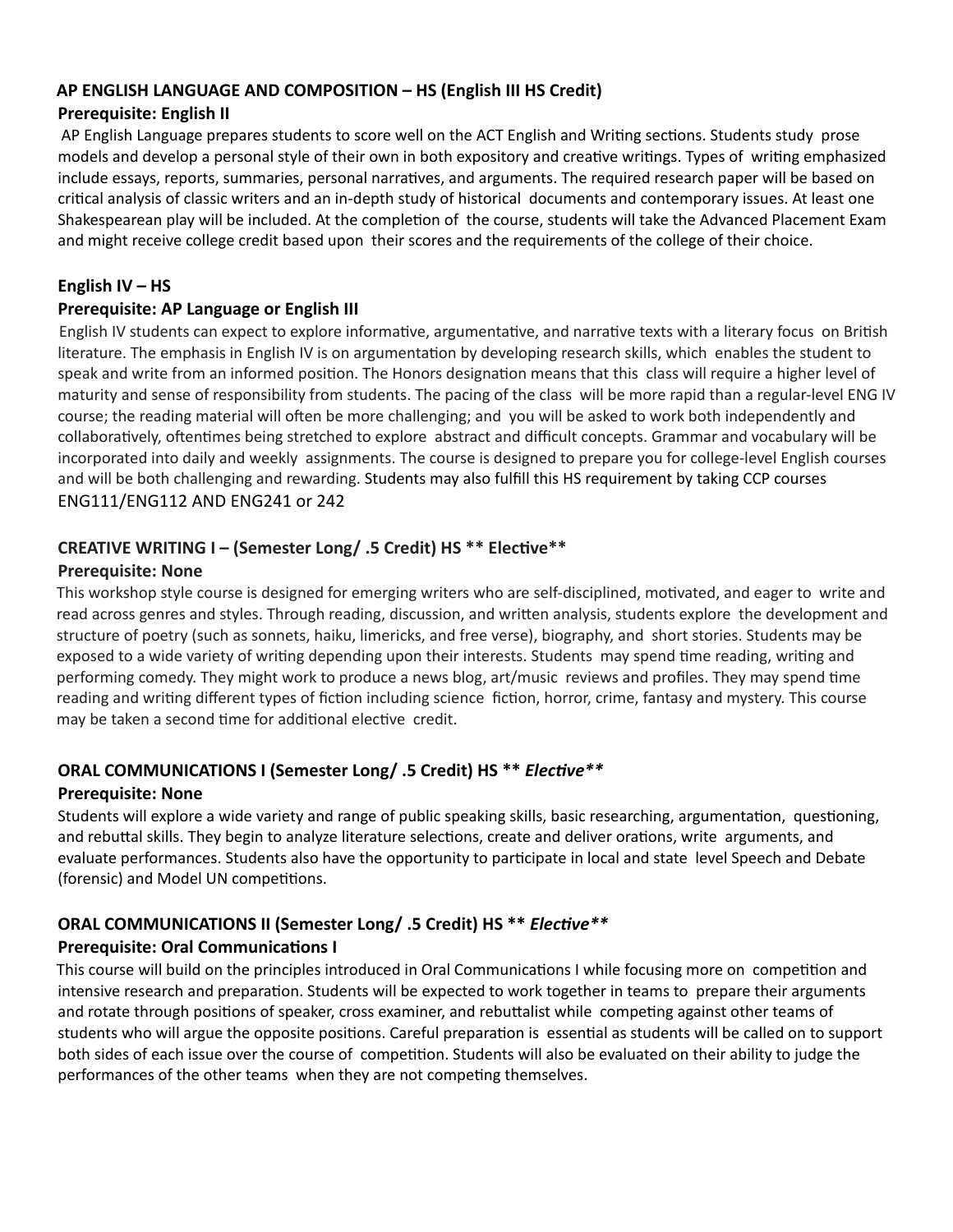### AP ENGLISH LANGUAGE AND COMPOSITION – HS (English III HS Credit)

**Prerequisite: English II**

AP English Language prepares students to score well on the ACT English and Writing sections. Students study prose models and develop a personal style of their own in both expository and creative writings. Types of writing emphasized include essays, reports, summaries, personal narratives, and arguments. The required research paper will be based on critical analysis of classic writers and an in-depth study of historical documents and contemporary issues. At least one Shakespearean play will be included. At the completion of the course, students will take the Advanced Placement Exam and might receive college credit based upon their scores and the requirements of the college of their choice.

### English IV – HS

**Prerequisite: AP Language or English III**

English IV students can expect to explore informative, argumentative, and narrative texts with a literary focus on British literature. The emphasis in English IV is on argumentation by developing research skills, which enables the student to speak and write from an informed position. The Honors designation means that this class will require a higher level of maturity and sense of responsibility from students. The pacing of the class will be more rapid than a regular-level ENG IV course; the reading material will often be more challenging; and you will be asked to work both independently and collaboratively, oftentimes being stretched to explore abstract and difficult concepts. Grammar and vocabulary will be incorporated into daily and weekly assignments. The course is designed to prepare you for college-level English courses and will be both challenging and rewarding. Students may also fulfill this HS requirement by taking CCP courses ENG111/ENG112 AND ENG241 or 242

### CREATIVE WRITING I – (Semester Long/ .5 Credit) HS ** Elective**

**Prerequisite: None**

This workshop style course is designed for emerging writers who are self-disciplined, motivated, and eager to write and read across genres and styles. Through reading, discussion, and written analysis, students explore the development and structure of poetry (such as sonnets, haiku, limericks, and free verse), biography, and short stories. Students may be exposed to a wide variety of writing depending upon their interests. Students may spend time reading, writing and performing comedy. They might work to produce a news blog, art/music reviews and profiles. They may spend time reading and writing different types of fiction including science fiction, horror, crime, fantasy and mystery. This course may be taken a second time for additional elective credit.

### ORAL COMMUNICATIONS I (Semester Long/ .5 Credit) HS ** *Elective***

**Prerequisite: None**

Students will explore a wide variety and range of public speaking skills, basic researching, argumentation, questioning, and rebuttal skills. They begin to analyze literature selections, create and deliver orations, write arguments, and evaluate performances. Students also have the opportunity to participate in local and state level Speech and Debate (forensic) and Model UN competitions.

### ORAL COMMUNICATIONS II (Semester Long/ .5 Credit) HS ** *Elective***

**Prerequisite: Oral Communications I**

This course will build on the principles introduced in Oral Communications I while focusing more on competition and intensive research and preparation. Students will be expected to work together in teams to prepare their arguments and rotate through positions of speaker, cross examiner, and rebuttalist while competing against other teams of students who will argue the opposite positions. Careful preparation is essential as students will be called on to support both sides of each issue over the course of competition. Students will also be evaluated on their ability to judge the performances of the other teams when they are not competing themselves.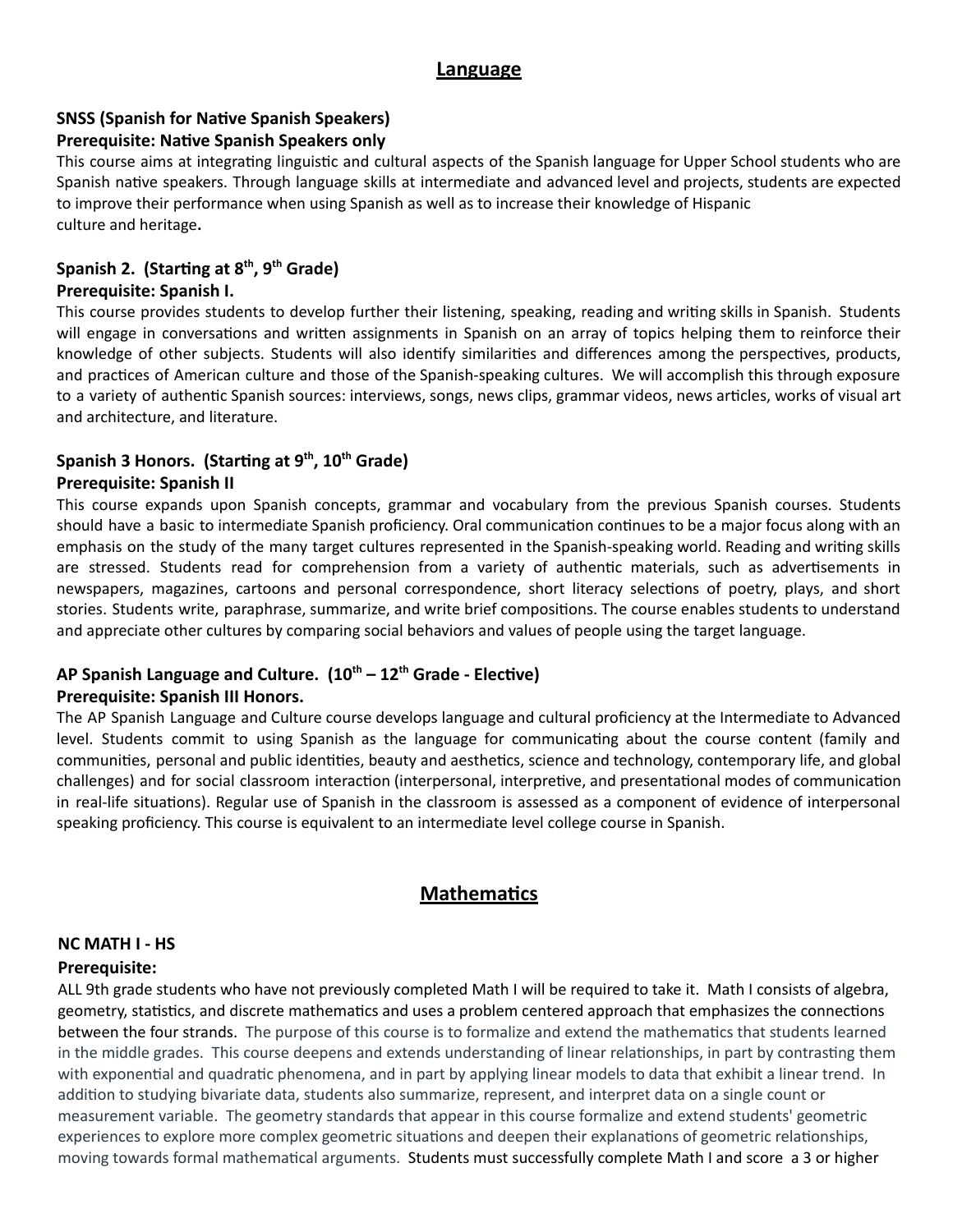## Language

**SNSS (Spanish for Native Spanish Speakers)**
**Prerequisite: Native Spanish Speakers only**

This course aims at integrating linguistic and cultural aspects of the Spanish language for Upper School students who are Spanish native speakers. Through language skills at intermediate and advanced level and projects, students are expected to improve their performance when using Spanish as well as to increase their knowledge of Hispanic culture and heritage**.**

**Spanish 2. (Starting at 8th, 9th Grade)**
**Prerequisite: Spanish I.**

This course provides students to develop further their listening, speaking, reading and writing skills in Spanish. Students will engage in conversations and written assignments in Spanish on an array of topics helping them to reinforce their knowledge of other subjects. Students will also identify similarities and differences among the perspectives, products, and practices of American culture and those of the Spanish-speaking cultures. We will accomplish this through exposure to a variety of authentic Spanish sources: interviews, songs, news clips, grammar videos, news articles, works of visual art and architecture, and literature.

**Spanish 3 Honors. (Starting at 9th, 10th Grade)**
**Prerequisite: Spanish II**

This course expands upon Spanish concepts, grammar and vocabulary from the previous Spanish courses. Students should have a basic to intermediate Spanish proficiency. Oral communication continues to be a major focus along with an emphasis on the study of the many target cultures represented in the Spanish-speaking world. Reading and writing skills are stressed. Students read for comprehension from a variety of authentic materials, such as advertisements in newspapers, magazines, cartoons and personal correspondence, short literacy selections of poetry, plays, and short stories. Students write, paraphrase, summarize, and write brief compositions. The course enables students to understand and appreciate other cultures by comparing social behaviors and values of people using the target language.

**AP Spanish Language and Culture. (10th – 12th Grade - Elective)**
**Prerequisite: Spanish III Honors.**

The AP Spanish Language and Culture course develops language and cultural proficiency at the Intermediate to Advanced level. Students commit to using Spanish as the language for communicating about the course content (family and communities, personal and public identities, beauty and aesthetics, science and technology, contemporary life, and global challenges) and for social classroom interaction (interpersonal, interpretive, and presentational modes of communication in real-life situations). Regular use of Spanish in the classroom is assessed as a component of evidence of interpersonal speaking proficiency. This course is equivalent to an intermediate level college course in Spanish.

## Mathematics

**NC MATH I - HS**
**Prerequisite:**

ALL 9th grade students who have not previously completed Math I will be required to take it. Math I consists of algebra, geometry, statistics, and discrete mathematics and uses a problem centered approach that emphasizes the connections between the four strands. The purpose of this course is to formalize and extend the mathematics that students learned in the middle grades. This course deepens and extends understanding of linear relationships, in part by contrasting them with exponential and quadratic phenomena, and in part by applying linear models to data that exhibit a linear trend. In addition to studying bivariate data, students also summarize, represent, and interpret data on a single count or measurement variable. The geometry standards that appear in this course formalize and extend students' geometric experiences to explore more complex geometric situations and deepen their explanations of geometric relationships, moving towards formal mathematical arguments. Students must successfully complete Math I and score a 3 or higher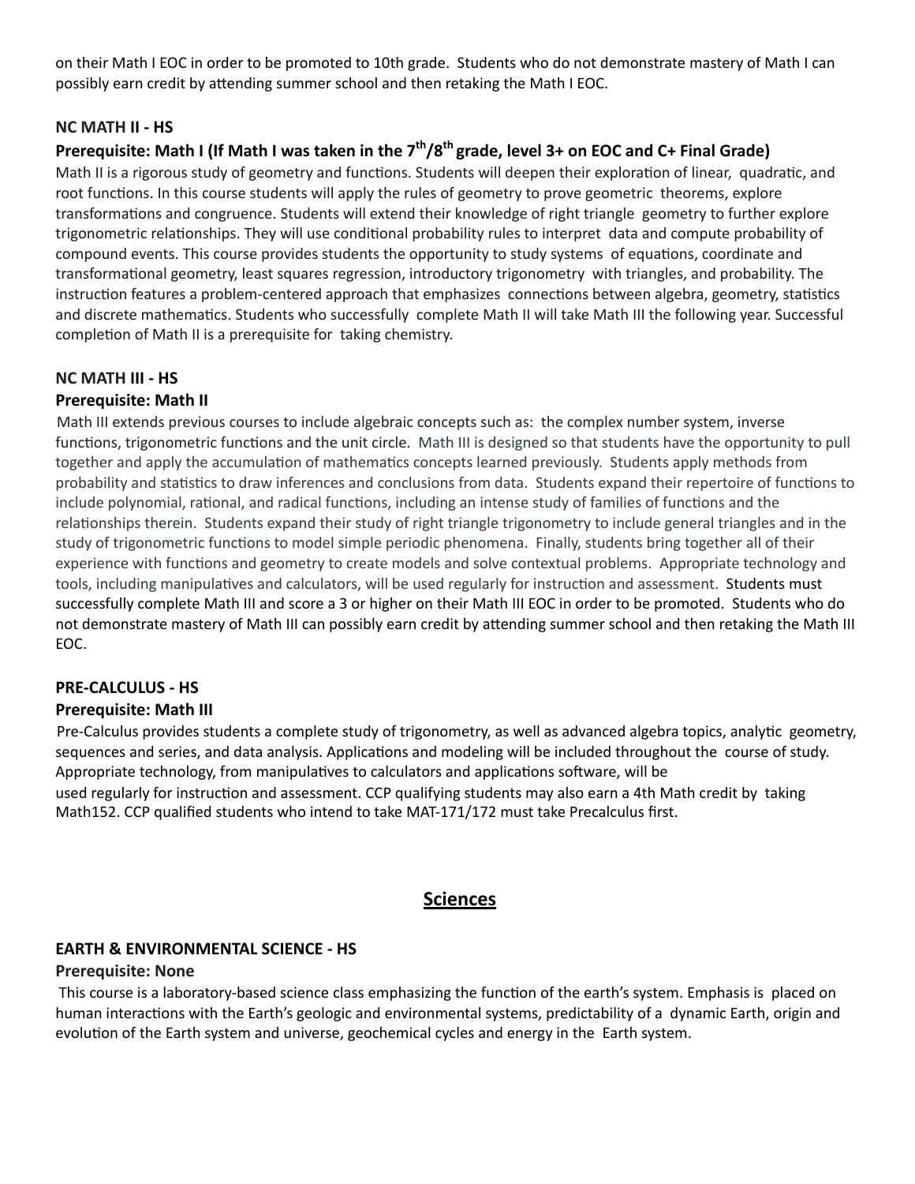on their Math I EOC in order to be promoted to 10th grade. Students who do not demonstrate mastery of Math I can possibly earn credit by attending summer school and then retaking the Math I EOC.

### NC MATH II - HS

### Prerequisite: Math I (If Math I was taken in the 7th/8th grade, level 3+ on EOC and C+ Final Grade)

Math II is a rigorous study of geometry and functions. Students will deepen their exploration of linear, quadratic, and root functions. In this course students will apply the rules of geometry to prove geometric theorems, explore transformations and congruence. Students will extend their knowledge of right triangle geometry to further explore trigonometric relationships. They will use conditional probability rules to interpret data and compute probability of compound events. This course provides students the opportunity to study systems of equations, coordinate and transformational geometry, least squares regression, introductory trigonometry with triangles, and probability. The instruction features a problem-centered approach that emphasizes connections between algebra, geometry, statistics and discrete mathematics. Students who successfully complete Math II will take Math III the following year. Successful completion of Math II is a prerequisite for taking chemistry.

### NC MATH III - HS

### Prerequisite: Math II

Math III extends previous courses to include algebraic concepts such as: the complex number system, inverse functions, trigonometric functions and the unit circle. Math III is designed so that students have the opportunity to pull together and apply the accumulation of mathematics concepts learned previously. Students apply methods from probability and statistics to draw inferences and conclusions from data. Students expand their repertoire of functions to include polynomial, rational, and radical functions, including an intense study of families of functions and the relationships therein. Students expand their study of right triangle trigonometry to include general triangles and in the study of trigonometric functions to model simple periodic phenomena. Finally, students bring together all of their experience with functions and geometry to create models and solve contextual problems. Appropriate technology and tools, including manipulatives and calculators, will be used regularly for instruction and assessment. Students must successfully complete Math III and score a 3 or higher on their Math III EOC in order to be promoted. Students who do not demonstrate mastery of Math III can possibly earn credit by attending summer school and then retaking the Math III EOC.

### PRE-CALCULUS - HS

### Prerequisite: Math III

Pre-Calculus provides students a complete study of trigonometry, as well as advanced algebra topics, analytic geometry, sequences and series, and data analysis. Applications and modeling will be included throughout the course of study. Appropriate technology, from manipulatives to calculators and applications software, will be used regularly for instruction and assessment. CCP qualifying students may also earn a 4th Math credit by taking Math152. CCP qualified students who intend to take MAT-171/172 must take Precalculus first.

## Sciences

### EARTH & ENVIRONMENTAL SCIENCE - HS

### Prerequisite: None

This course is a laboratory-based science class emphasizing the function of the earth's system. Emphasis is placed on human interactions with the Earth's geologic and environmental systems, predictability of a dynamic Earth, origin and evolution of the Earth system and universe, geochemical cycles and energy in the Earth system.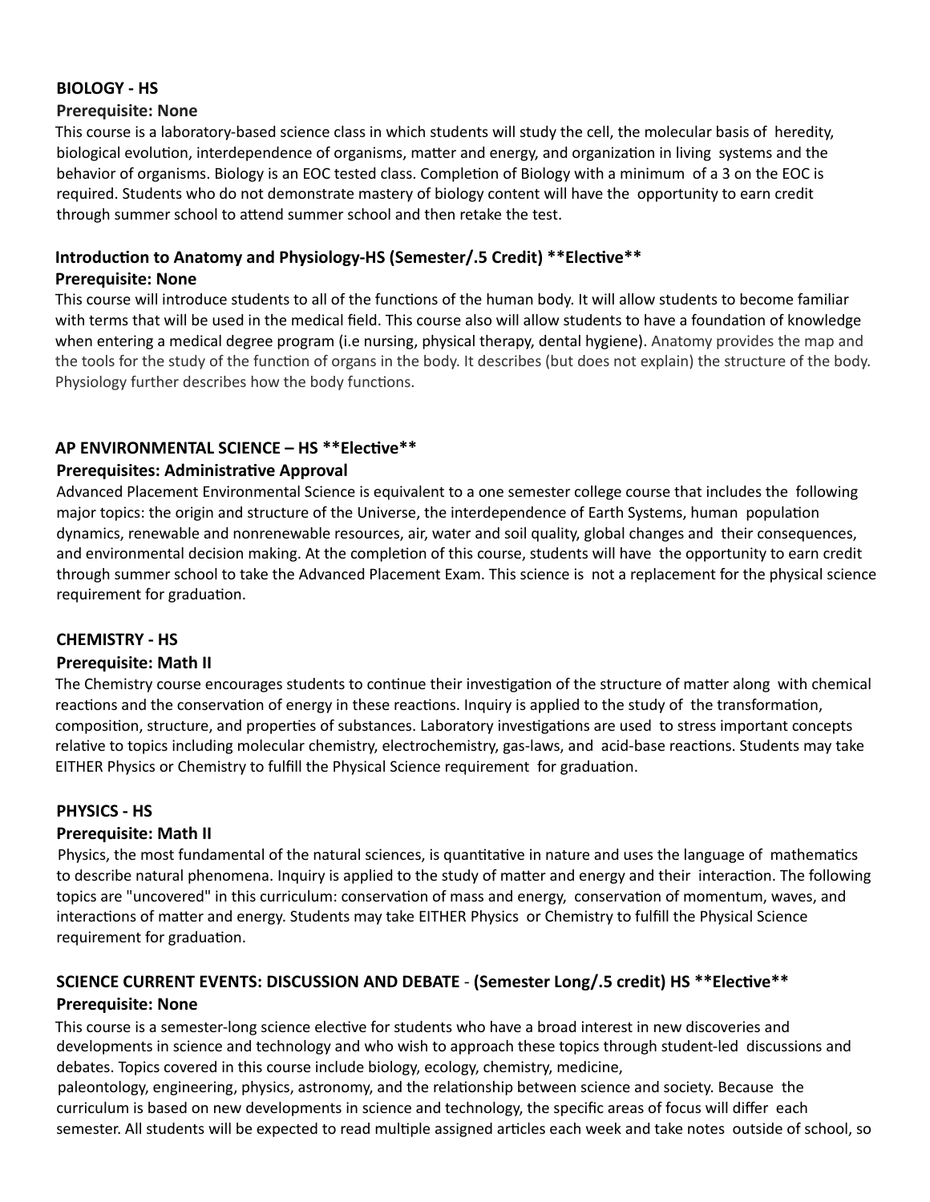**BIOLOGY - HS**

**Prerequisite: None**

This course is a laboratory-based science class in which students will study the cell, the molecular basis of heredity, biological evolution, interdependence of organisms, matter and energy, and organization in living systems and the behavior of organisms. Biology is an EOC tested class. Completion of Biology with a minimum of a 3 on the EOC is required. Students who do not demonstrate mastery of biology content will have the opportunity to earn credit through summer school to attend summer school and then retake the test.

**Introduction to Anatomy and Physiology-HS (Semester/.5 Credit) **Elective****

**Prerequisite: None**

This course will introduce students to all of the functions of the human body. It will allow students to become familiar with terms that will be used in the medical field. This course also will allow students to have a foundation of knowledge when entering a medical degree program (i.e nursing, physical therapy, dental hygiene). Anatomy provides the map and the tools for the study of the function of organs in the body. It describes (but does not explain) the structure of the body. Physiology further describes how the body functions.

**AP ENVIRONMENTAL SCIENCE – HS **Elective****

**Prerequisites: Administrative Approval**

Advanced Placement Environmental Science is equivalent to a one semester college course that includes the following major topics: the origin and structure of the Universe, the interdependence of Earth Systems, human population dynamics, renewable and nonrenewable resources, air, water and soil quality, global changes and their consequences, and environmental decision making. At the completion of this course, students will have the opportunity to earn credit through summer school to take the Advanced Placement Exam. This science is not a replacement for the physical science requirement for graduation.

**CHEMISTRY - HS**

**Prerequisite: Math II**

The Chemistry course encourages students to continue their investigation of the structure of matter along with chemical reactions and the conservation of energy in these reactions. Inquiry is applied to the study of the transformation, composition, structure, and properties of substances. Laboratory investigations are used to stress important concepts relative to topics including molecular chemistry, electrochemistry, gas-laws, and acid-base reactions. Students may take EITHER Physics or Chemistry to fulfill the Physical Science requirement for graduation.

**PHYSICS - HS**

**Prerequisite: Math II**

Physics, the most fundamental of the natural sciences, is quantitative in nature and uses the language of mathematics to describe natural phenomena. Inquiry is applied to the study of matter and energy and their interaction. The following topics are "uncovered" in this curriculum: conservation of mass and energy, conservation of momentum, waves, and interactions of matter and energy. Students may take EITHER Physics or Chemistry to fulfill the Physical Science requirement for graduation.

**SCIENCE CURRENT EVENTS: DISCUSSION AND DEBATE - (Semester Long/.5 credit) HS **Elective****

**Prerequisite: None**

This course is a semester-long science elective for students who have a broad interest in new discoveries and developments in science and technology and who wish to approach these topics through student-led discussions and debates. Topics covered in this course include biology, ecology, chemistry, medicine, paleontology, engineering, physics, astronomy, and the relationship between science and society. Because the curriculum is based on new developments in science and technology, the specific areas of focus will differ each semester. All students will be expected to read multiple assigned articles each week and take notes outside of school, so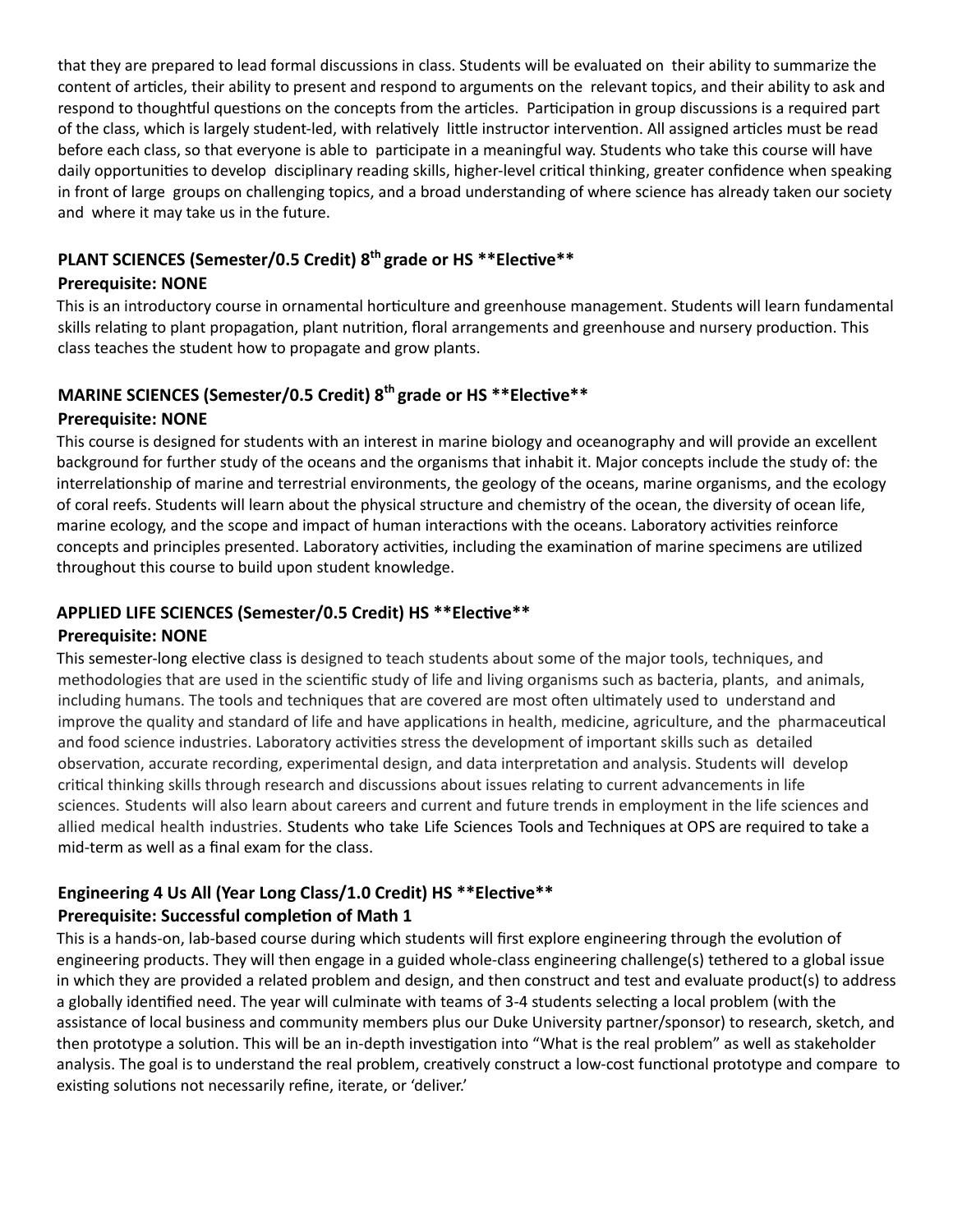that they are prepared to lead formal discussions in class. Students will be evaluated on their ability to summarize the content of articles, their ability to present and respond to arguments on the relevant topics, and their ability to ask and respond to thoughtful questions on the concepts from the articles. Participation in group discussions is a required part of the class, which is largely student-led, with relatively little instructor intervention. All assigned articles must be read before each class, so that everyone is able to participate in a meaningful way. Students who take this course will have daily opportunities to develop disciplinary reading skills, higher-level critical thinking, greater confidence when speaking in front of large groups on challenging topics, and a broad understanding of where science has already taken our society and where it may take us in the future.

### PLANT SCIENCES (Semester/0.5 Credit) 8th grade or HS **Elective**

**Prerequisite: NONE**

This is an introductory course in ornamental horticulture and greenhouse management. Students will learn fundamental skills relating to plant propagation, plant nutrition, floral arrangements and greenhouse and nursery production. This class teaches the student how to propagate and grow plants.

### MARINE SCIENCES (Semester/0.5 Credit) 8th grade or HS **Elective**

**Prerequisite: NONE**

This course is designed for students with an interest in marine biology and oceanography and will provide an excellent background for further study of the oceans and the organisms that inhabit it. Major concepts include the study of: the interrelationship of marine and terrestrial environments, the geology of the oceans, marine organisms, and the ecology of coral reefs. Students will learn about the physical structure and chemistry of the ocean, the diversity of ocean life, marine ecology, and the scope and impact of human interactions with the oceans. Laboratory activities reinforce concepts and principles presented. Laboratory activities, including the examination of marine specimens are utilized throughout this course to build upon student knowledge.

### APPLIED LIFE SCIENCES (Semester/0.5 Credit) HS **Elective**

**Prerequisite: NONE**

This semester-long elective class is designed to teach students about some of the major tools, techniques, and methodologies that are used in the scientific study of life and living organisms such as bacteria, plants, and animals, including humans. The tools and techniques that are covered are most often ultimately used to understand and improve the quality and standard of life and have applications in health, medicine, agriculture, and the pharmaceutical and food science industries. Laboratory activities stress the development of important skills such as detailed observation, accurate recording, experimental design, and data interpretation and analysis. Students will develop critical thinking skills through research and discussions about issues relating to current advancements in life sciences. Students will also learn about careers and current and future trends in employment in the life sciences and allied medical health industries. Students who take Life Sciences Tools and Techniques at OPS are required to take a mid-term as well as a final exam for the class.

### Engineering 4 Us All (Year Long Class/1.0 Credit) HS **Elective**

**Prerequisite: Successful completion of Math 1**

This is a hands-on, lab-based course during which students will first explore engineering through the evolution of engineering products. They will then engage in a guided whole-class engineering challenge(s) tethered to a global issue in which they are provided a related problem and design, and then construct and test and evaluate product(s) to address a globally identified need. The year will culminate with teams of 3-4 students selecting a local problem (with the assistance of local business and community members plus our Duke University partner/sponsor) to research, sketch, and then prototype a solution. This will be an in-depth investigation into "What is the real problem" as well as stakeholder analysis. The goal is to understand the real problem, creatively construct a low-cost functional prototype and compare to existing solutions not necessarily refine, iterate, or 'deliver.'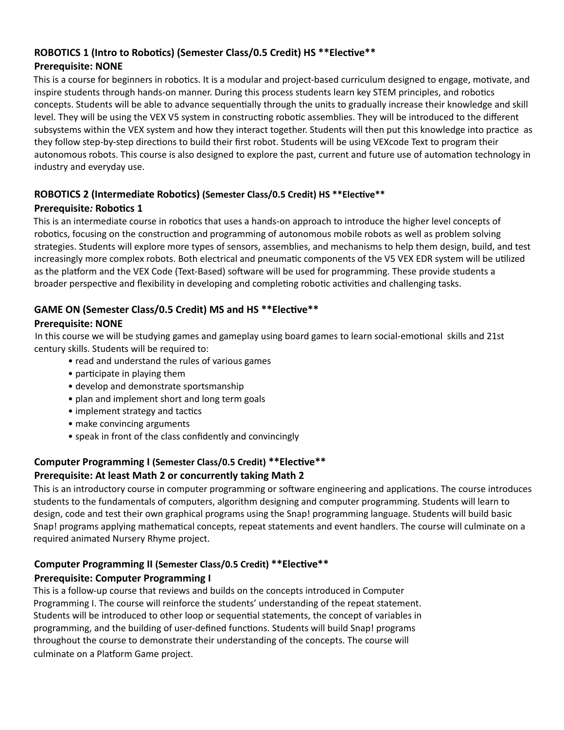**ROBOTICS 1 (Intro to Robotics) (Semester Class/0.5 Credit) HS **Elective****
**Prerequisite: NONE**

This is a course for beginners in robotics. It is a modular and project-based curriculum designed to engage, motivate, and inspire students through hands-on manner. During this process students learn key STEM principles, and robotics concepts. Students will be able to advance sequentially through the units to gradually increase their knowledge and skill level. They will be using the VEX V5 system in constructing robotic assemblies. They will be introduced to the different subsystems within the VEX system and how they interact together. Students will then put this knowledge into practice as they follow step-by-step directions to build their first robot. Students will be using VEXcode Text to program their autonomous robots. This course is also designed to explore the past, current and future use of automation technology in industry and everyday use.

**ROBOTICS 2 (Intermediate Robotics) (Semester Class/0.5 Credit) HS **Elective****
**Prerequisite*:* Robotics 1**

This is an intermediate course in robotics that uses a hands-on approach to introduce the higher level concepts of robotics, focusing on the construction and programming of autonomous mobile robots as well as problem solving strategies. Students will explore more types of sensors, assemblies, and mechanisms to help them design, build, and test increasingly more complex robots. Both electrical and pneumatic components of the V5 VEX EDR system will be utilized as the platform and the VEX Code (Text-Based) software will be used for programming. These provide students a broader perspective and flexibility in developing and completing robotic activities and challenging tasks.

**GAME ON (Semester Class/0.5 Credit) MS and HS **Elective****
**Prerequisite: NONE**

In this course we will be studying games and gameplay using board games to learn social-emotional skills and 21st century skills. Students will be required to:

- read and understand the rules of various games
- participate in playing them
- develop and demonstrate sportsmanship
- plan and implement short and long term goals
- implement strategy and tactics
- make convincing arguments
- speak in front of the class confidently and convincingly

**Computer Programming I (Semester Class/0.5 Credit) **Elective****
**Prerequisite: At least Math 2 or concurrently taking Math 2**

This is an introductory course in computer programming or software engineering and applications. The course introduces students to the fundamentals of computers, algorithm designing and computer programming. Students will learn to design, code and test their own graphical programs using the Snap! programming language. Students will build basic Snap! programs applying mathematical concepts, repeat statements and event handlers. The course will culminate on a required animated Nursery Rhyme project.

**Computer Programming II (Semester Class/0.5 Credit) **Elective****
**Prerequisite: Computer Programming I**

This is a follow-up course that reviews and builds on the concepts introduced in Computer Programming I. The course will reinforce the students' understanding of the repeat statement. Students will be introduced to other loop or sequential statements, the concept of variables in programming, and the building of user-defined functions. Students will build Snap! programs throughout the course to demonstrate their understanding of the concepts. The course will culminate on a Platform Game project.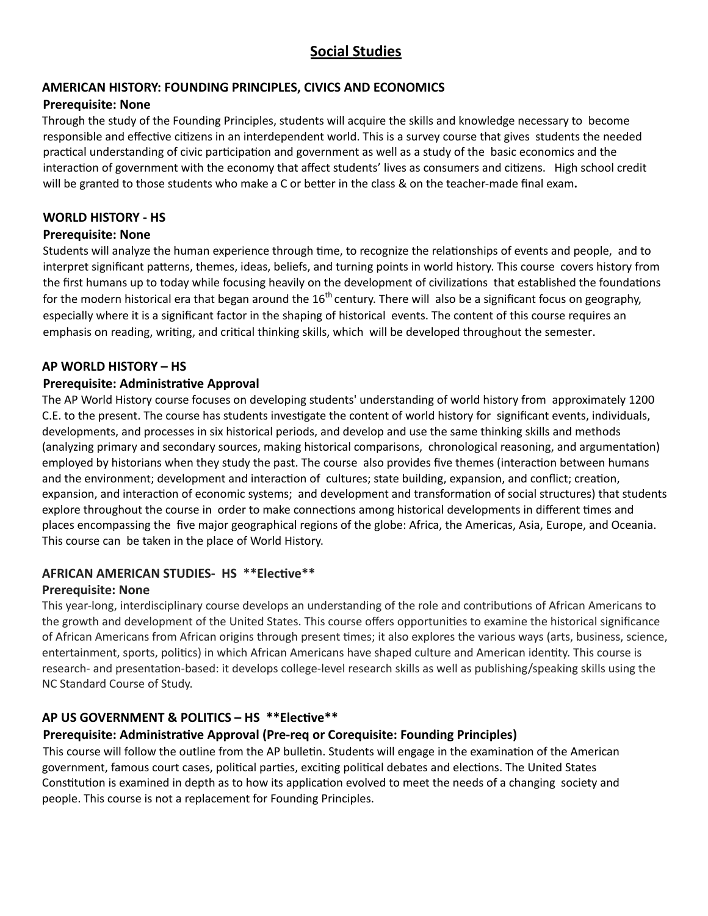# Social Studies

### AMERICAN HISTORY: FOUNDING PRINCIPLES, CIVICS AND ECONOMICS

**Prerequisite: None**

Through the study of the Founding Principles, students will acquire the skills and knowledge necessary to become responsible and effective citizens in an interdependent world. This is a survey course that gives students the needed practical understanding of civic participation and government as well as a study of the basic economics and the interaction of government with the economy that affect students' lives as consumers and citizens. High school credit will be granted to those students who make a C or better in the class & on the teacher-made final exam**.**

### WORLD HISTORY - HS

**Prerequisite: None**

Students will analyze the human experience through time, to recognize the relationships of events and people, and to interpret significant patterns, themes, ideas, beliefs, and turning points in world history. This course covers history from the first humans up to today while focusing heavily on the development of civilizations that established the foundations for the modern historical era that began around the $16^{th}$ century. There will also be a significant focus on geography, especially where it is a significant factor in the shaping of historical events. The content of this course requires an emphasis on reading, writing, and critical thinking skills, which will be developed throughout the semester.

### AP WORLD HISTORY – HS

**Prerequisite: Administrative Approval**

The AP World History course focuses on developing students' understanding of world history from approximately 1200 C.E. to the present. The course has students investigate the content of world history for significant events, individuals, developments, and processes in six historical periods, and develop and use the same thinking skills and methods (analyzing primary and secondary sources, making historical comparisons, chronological reasoning, and argumentation) employed by historians when they study the past. The course also provides five themes (interaction between humans and the environment; development and interaction of cultures; state building, expansion, and conflict; creation, expansion, and interaction of economic systems; and development and transformation of social structures) that students explore throughout the course in order to make connections among historical developments in different times and places encompassing the five major geographical regions of the globe: Africa, the Americas, Asia, Europe, and Oceania. This course can be taken in the place of World History.

### AFRICAN AMERICAN STUDIES- HS **Elective**

**Prerequisite: None**

This year-long, interdisciplinary course develops an understanding of the role and contributions of African Americans to the growth and development of the United States. This course offers opportunities to examine the historical significance of African Americans from African origins through present times; it also explores the various ways (arts, business, science, entertainment, sports, politics) in which African Americans have shaped culture and American identity. This course is research- and presentation-based: it develops college-level research skills as well as publishing/speaking skills using the NC Standard Course of Study.

### AP US GOVERNMENT & POLITICS – HS **Elective**

**Prerequisite: Administrative Approval (Pre-req or Corequisite: Founding Principles)**

This course will follow the outline from the AP bulletin. Students will engage in the examination of the American government, famous court cases, political parties, exciting political debates and elections. The United States Constitution is examined in depth as to how its application evolved to meet the needs of a changing society and people. This course is not a replacement for Founding Principles.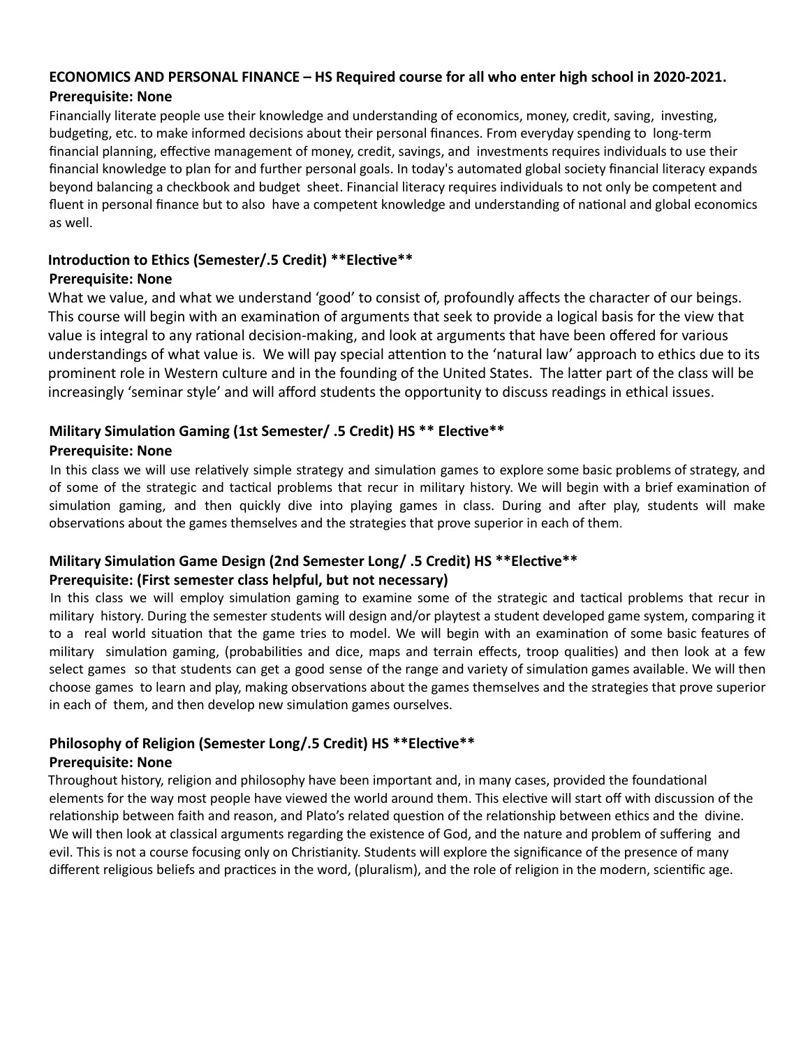### ECONOMICS AND PERSONAL FINANCE – HS Required course for all who enter high school in 2020-2021.

**Prerequisite: None**

Financially literate people use their knowledge and understanding of economics, money, credit, saving, investing, budgeting, etc. to make informed decisions about their personal finances. From everyday spending to long-term financial planning, effective management of money, credit, savings, and investments requires individuals to use their financial knowledge to plan for and further personal goals. In today's automated global society financial literacy expands beyond balancing a checkbook and budget sheet. Financial literacy requires individuals to not only be competent and fluent in personal finance but to also have a competent knowledge and understanding of national and global economics as well.

### Introduction to Ethics (Semester/.5 Credit) **Elective**

**Prerequisite: None**

What we value, and what we understand 'good' to consist of, profoundly affects the character of our beings. This course will begin with an examination of arguments that seek to provide a logical basis for the view that value is integral to any rational decision-making, and look at arguments that have been offered for various understandings of what value is. We will pay special attention to the 'natural law' approach to ethics due to its prominent role in Western culture and in the founding of the United States. The latter part of the class will be increasingly 'seminar style' and will afford students the opportunity to discuss readings in ethical issues.

### Military Simulation Gaming (1st Semester/ .5 Credit) HS ** Elective**

**Prerequisite: None**

In this class we will use relatively simple strategy and simulation games to explore some basic problems of strategy, and of some of the strategic and tactical problems that recur in military history. We will begin with a brief examination of simulation gaming, and then quickly dive into playing games in class. During and after play, students will make observations about the games themselves and the strategies that prove superior in each of them.

### Military Simulation Game Design (2nd Semester Long/ .5 Credit) HS **Elective**

**Prerequisite: (First semester class helpful, but not necessary)**

In this class we will employ simulation gaming to examine some of the strategic and tactical problems that recur in military history. During the semester students will design and/or playtest a student developed game system, comparing it to a real world situation that the game tries to model. We will begin with an examination of some basic features of military simulation gaming, (probabilities and dice, maps and terrain effects, troop qualities) and then look at a few select games so that students can get a good sense of the range and variety of simulation games available. We will then choose games to learn and play, making observations about the games themselves and the strategies that prove superior in each of them, and then develop new simulation games ourselves.

### Philosophy of Religion (Semester Long/.5 Credit) HS **Elective**

**Prerequisite: None**

Throughout history, religion and philosophy have been important and, in many cases, provided the foundational elements for the way most people have viewed the world around them. This elective will start off with discussion of the relationship between faith and reason, and Plato's related question of the relationship between ethics and the divine. We will then look at classical arguments regarding the existence of God, and the nature and problem of suffering and evil. This is not a course focusing only on Christianity. Students will explore the significance of the presence of many different religious beliefs and practices in the word, (pluralism), and the role of religion in the modern, scientific age.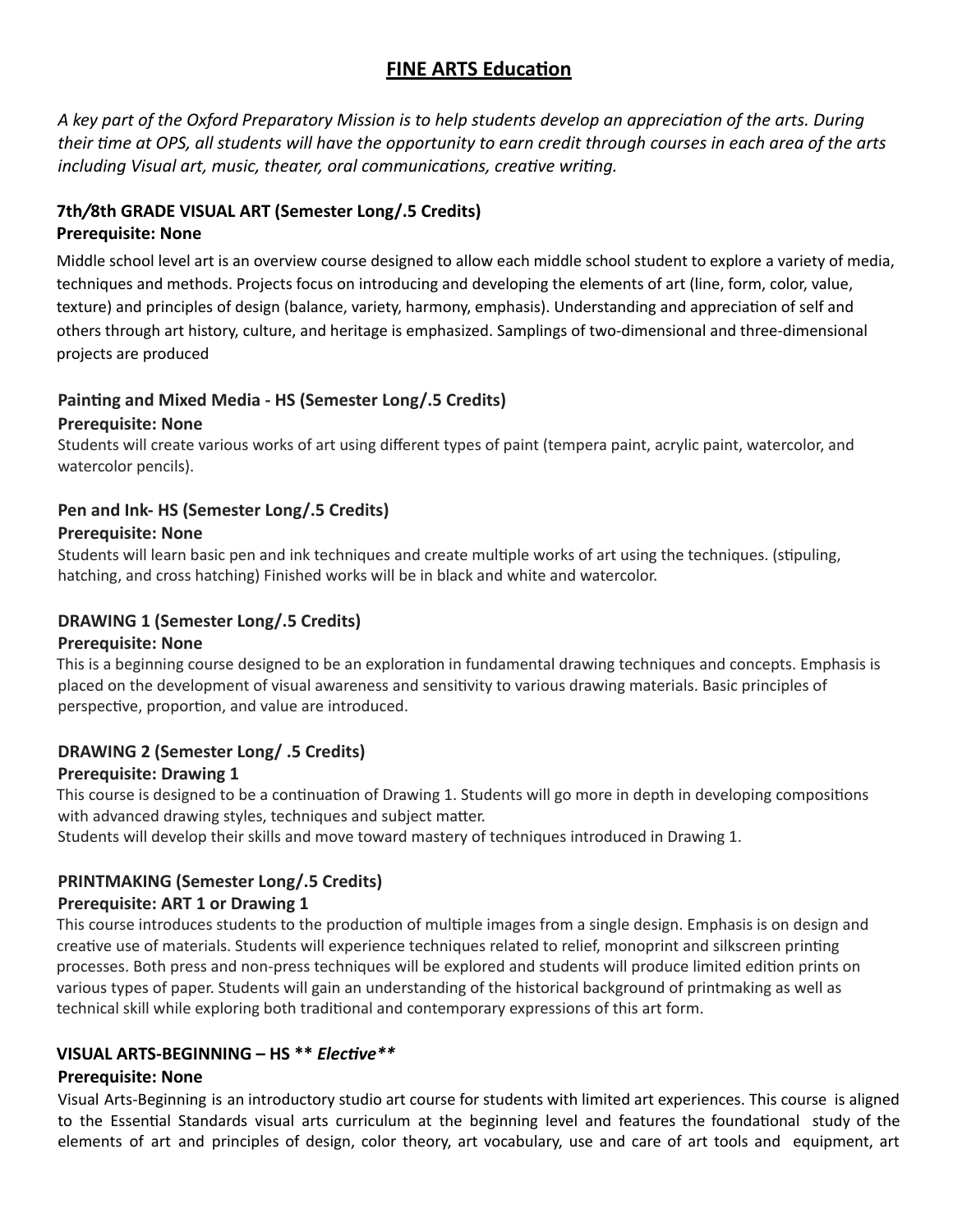# FINE ARTS Education

*A key part of the Oxford Preparatory Mission is to help students develop an appreciation of the arts. During their time at OPS, all students will have the opportunity to earn credit through courses in each area of the arts including Visual art, music, theater, oral communications, creative writing.*

### 7th/8th GRADE VISUAL ART (Semester Long/.5 Credits)

**Prerequisite: None**

Middle school level art is an overview course designed to allow each middle school student to explore a variety of media, techniques and methods. Projects focus on introducing and developing the elements of art (line, form, color, value, texture) and principles of design (balance, variety, harmony, emphasis). Understanding and appreciation of self and others through art history, culture, and heritage is emphasized. Samplings of two-dimensional and three-dimensional projects are produced

### Painting and Mixed Media - HS (Semester Long/.5 Credits)

**Prerequisite: None**

Students will create various works of art using different types of paint (tempera paint, acrylic paint, watercolor, and watercolor pencils).

### Pen and Ink- HS (Semester Long/.5 Credits)

**Prerequisite: None**

Students will learn basic pen and ink techniques and create multiple works of art using the techniques. (stipuling, hatching, and cross hatching) Finished works will be in black and white and watercolor.

### DRAWING 1 (Semester Long/.5 Credits)

**Prerequisite: None**

This is a beginning course designed to be an exploration in fundamental drawing techniques and concepts. Emphasis is placed on the development of visual awareness and sensitivity to various drawing materials. Basic principles of perspective, proportion, and value are introduced.

### DRAWING 2 (Semester Long/ .5 Credits)

**Prerequisite: Drawing 1**

This course is designed to be a continuation of Drawing 1. Students will go more in depth in developing compositions with advanced drawing styles, techniques and subject matter.
Students will develop their skills and move toward mastery of techniques introduced in Drawing 1.

### PRINTMAKING (Semester Long/.5 Credits)

**Prerequisite: ART 1 or Drawing 1**

This course introduces students to the production of multiple images from a single design. Emphasis is on design and creative use of materials. Students will experience techniques related to relief, monoprint and silkscreen printing processes. Both press and non-press techniques will be explored and students will produce limited edition prints on various types of paper. Students will gain an understanding of the historical background of printmaking as well as technical skill while exploring both traditional and contemporary expressions of this art form.

### VISUAL ARTS-BEGINNING – HS ** *Elective***

**Prerequisite: None**

Visual Arts-Beginning is an introductory studio art course for students with limited art experiences. This course is aligned to the Essential Standards visual arts curriculum at the beginning level and features the foundational study of the elements of art and principles of design, color theory, art vocabulary, use and care of art tools and equipment, art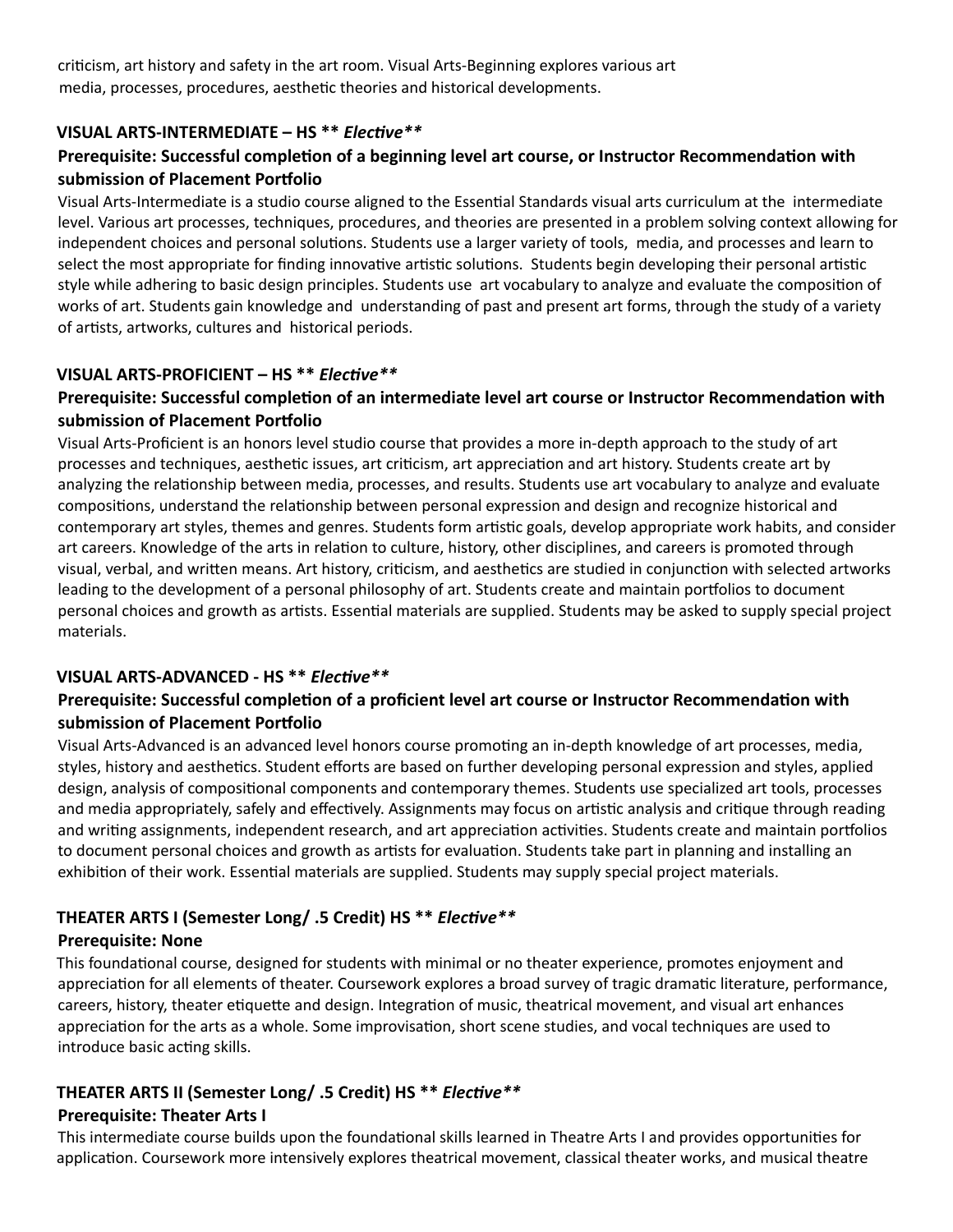criticism, art history and safety in the art room. Visual Arts-Beginning explores various art media, processes, procedures, aesthetic theories and historical developments.

### VISUAL ARTS-INTERMEDIATE – HS ** *Elective***

**Prerequisite: Successful completion of a beginning level art course, or Instructor Recommendation with submission of Placement Portfolio**

Visual Arts-Intermediate is a studio course aligned to the Essential Standards visual arts curriculum at the intermediate level. Various art processes, techniques, procedures, and theories are presented in a problem solving context allowing for independent choices and personal solutions. Students use a larger variety of tools, media, and processes and learn to select the most appropriate for finding innovative artistic solutions. Students begin developing their personal artistic style while adhering to basic design principles. Students use art vocabulary to analyze and evaluate the composition of works of art. Students gain knowledge and understanding of past and present art forms, through the study of a variety of artists, artworks, cultures and historical periods.

### VISUAL ARTS-PROFICIENT – HS ** *Elective***

**Prerequisite: Successful completion of an intermediate level art course or Instructor Recommendation with submission of Placement Portfolio**

Visual Arts-Proficient is an honors level studio course that provides a more in-depth approach to the study of art processes and techniques, aesthetic issues, art criticism, art appreciation and art history. Students create art by analyzing the relationship between media, processes, and results. Students use art vocabulary to analyze and evaluate compositions, understand the relationship between personal expression and design and recognize historical and contemporary art styles, themes and genres. Students form artistic goals, develop appropriate work habits, and consider art careers. Knowledge of the arts in relation to culture, history, other disciplines, and careers is promoted through visual, verbal, and written means. Art history, criticism, and aesthetics are studied in conjunction with selected artworks leading to the development of a personal philosophy of art. Students create and maintain portfolios to document personal choices and growth as artists. Essential materials are supplied. Students may be asked to supply special project materials.

### VISUAL ARTS-ADVANCED - HS ** *Elective***

**Prerequisite: Successful completion of a proficient level art course or Instructor Recommendation with submission of Placement Portfolio**

Visual Arts-Advanced is an advanced level honors course promoting an in-depth knowledge of art processes, media, styles, history and aesthetics. Student efforts are based on further developing personal expression and styles, applied design, analysis of compositional components and contemporary themes. Students use specialized art tools, processes and media appropriately, safely and effectively. Assignments may focus on artistic analysis and critique through reading and writing assignments, independent research, and art appreciation activities. Students create and maintain portfolios to document personal choices and growth as artists for evaluation. Students take part in planning and installing an exhibition of their work. Essential materials are supplied. Students may supply special project materials.

### THEATER ARTS I (Semester Long/ .5 Credit) HS ** *Elective***

**Prerequisite: None**

This foundational course, designed for students with minimal or no theater experience, promotes enjoyment and appreciation for all elements of theater. Coursework explores a broad survey of tragic dramatic literature, performance, careers, history, theater etiquette and design. Integration of music, theatrical movement, and visual art enhances appreciation for the arts as a whole. Some improvisation, short scene studies, and vocal techniques are used to introduce basic acting skills.

### THEATER ARTS II (Semester Long/ .5 Credit) HS ** *Elective***

**Prerequisite: Theater Arts I**

This intermediate course builds upon the foundational skills learned in Theatre Arts I and provides opportunities for application. Coursework more intensively explores theatrical movement, classical theater works, and musical theatre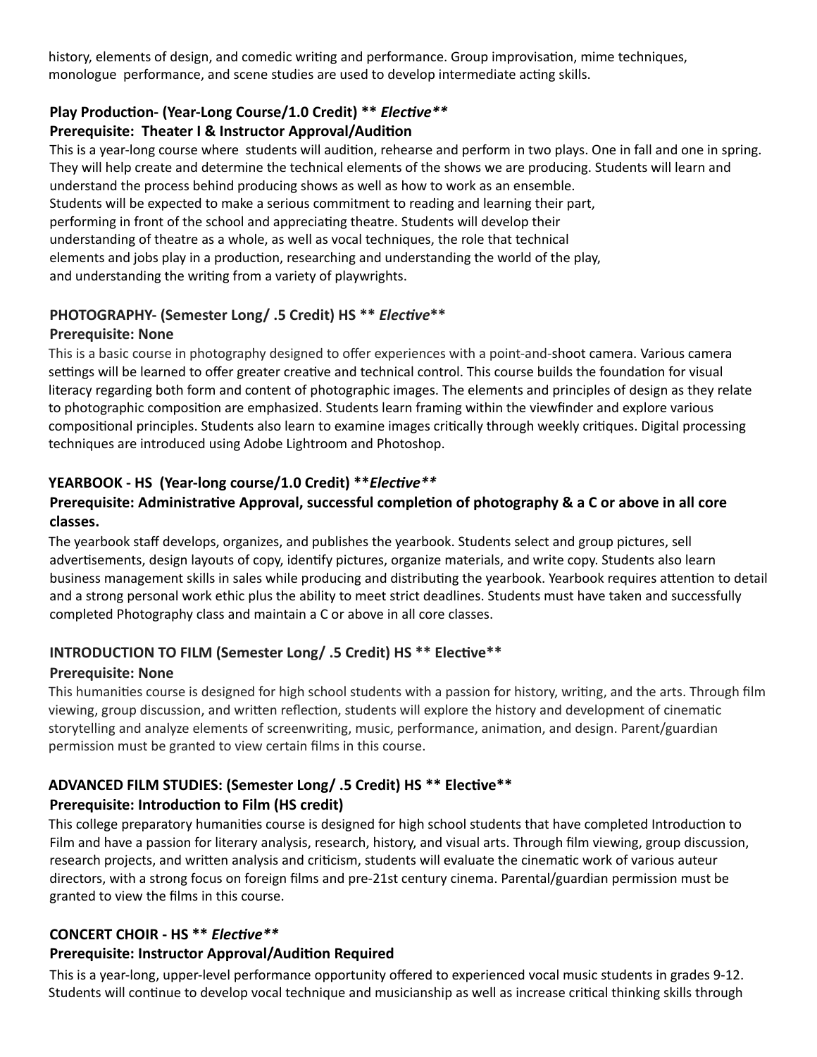history, elements of design, and comedic writing and performance. Group improvisation, mime techniques, monologue performance, and scene studies are used to develop intermediate acting skills.

### Play Production- (Year-Long Course/1.0 Credit) ** *Elective***
**Prerequisite: Theater I & Instructor Approval/Audition**

This is a year-long course where students will audition, rehearse and perform in two plays. One in fall and one in spring. They will help create and determine the technical elements of the shows we are producing. Students will learn and understand the process behind producing shows as well as how to work as an ensemble.
Students will be expected to make a serious commitment to reading and learning their part, performing in front of the school and appreciating theatre. Students will develop their understanding of theatre as a whole, as well as vocal techniques, the role that technical elements and jobs play in a production, researching and understanding the world of the play, and understanding the writing from a variety of playwrights.

### PHOTOGRAPHY- (Semester Long/ .5 Credit) HS ** *Elective***
**Prerequisite: None**

This is a basic course in photography designed to offer experiences with a point-and-shoot camera. Various camera settings will be learned to offer greater creative and technical control. This course builds the foundation for visual literacy regarding both form and content of photographic images. The elements and principles of design as they relate to photographic composition are emphasized. Students learn framing within the viewfinder and explore various compositional principles. Students also learn to examine images critically through weekly critiques. Digital processing techniques are introduced using Adobe Lightroom and Photoshop.

### YEARBOOK - HS (Year-long course/1.0 Credit) ***Elective***
**Prerequisite: Administrative Approval, successful completion of photography & a C or above in all core classes.**

The yearbook staff develops, organizes, and publishes the yearbook. Students select and group pictures, sell advertisements, design layouts of copy, identify pictures, organize materials, and write copy. Students also learn business management skills in sales while producing and distributing the yearbook. Yearbook requires attention to detail and a strong personal work ethic plus the ability to meet strict deadlines. Students must have taken and successfully completed Photography class and maintain a C or above in all core classes.

### INTRODUCTION TO FILM (Semester Long/ .5 Credit) HS ** Elective**
**Prerequisite: None**

This humanities course is designed for high school students with a passion for history, writing, and the arts. Through film viewing, group discussion, and written reflection, students will explore the history and development of cinematic storytelling and analyze elements of screenwriting, music, performance, animation, and design. Parent/guardian permission must be granted to view certain films in this course.

### ADVANCED FILM STUDIES: (Semester Long/ .5 Credit) HS ** Elective**
**Prerequisite: Introduction to Film (HS credit)**

This college preparatory humanities course is designed for high school students that have completed Introduction to Film and have a passion for literary analysis, research, history, and visual arts. Through film viewing, group discussion, research projects, and written analysis and criticism, students will evaluate the cinematic work of various auteur directors, with a strong focus on foreign films and pre-21st century cinema. Parental/guardian permission must be granted to view the films in this course.

### CONCERT CHOIR - HS ** *Elective***
**Prerequisite: Instructor Approval/Audition Required**

This is a year-long, upper-level performance opportunity offered to experienced vocal music students in grades 9-12. Students will continue to develop vocal technique and musicianship as well as increase critical thinking skills through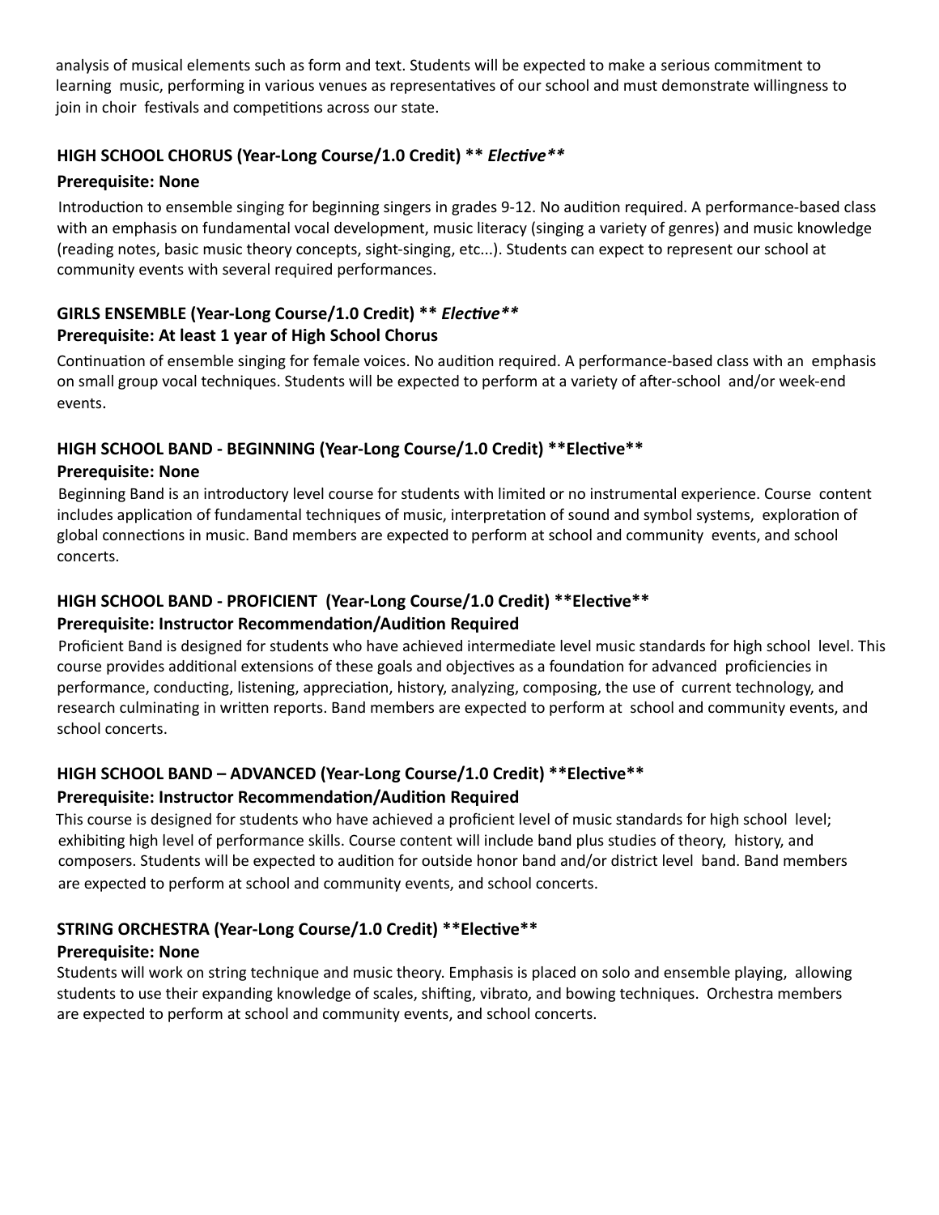analysis of musical elements such as form and text. Students will be expected to make a serious commitment to learning music, performing in various venues as representatives of our school and must demonstrate willingness to join in choir festivals and competitions across our state.

### HIGH SCHOOL CHORUS (Year-Long Course/1.0 Credit) ** *Elective***

**Prerequisite: None**

Introduction to ensemble singing for beginning singers in grades 9-12. No audition required. A performance-based class with an emphasis on fundamental vocal development, music literacy (singing a variety of genres) and music knowledge (reading notes, basic music theory concepts, sight-singing, etc...). Students can expect to represent our school at community events with several required performances.

### GIRLS ENSEMBLE (Year-Long Course/1.0 Credit) ** *Elective***

**Prerequisite: At least 1 year of High School Chorus**

Continuation of ensemble singing for female voices. No audition required. A performance-based class with an emphasis on small group vocal techniques. Students will be expected to perform at a variety of after-school and/or week-end events.

### HIGH SCHOOL BAND - BEGINNING (Year-Long Course/1.0 Credit) **Elective**

**Prerequisite: None**

Beginning Band is an introductory level course for students with limited or no instrumental experience. Course content includes application of fundamental techniques of music, interpretation of sound and symbol systems, exploration of global connections in music. Band members are expected to perform at school and community events, and school concerts.

### HIGH SCHOOL BAND - PROFICIENT (Year-Long Course/1.0 Credit) **Elective**

**Prerequisite: Instructor Recommendation/Audition Required**

Proficient Band is designed for students who have achieved intermediate level music standards for high school level. This course provides additional extensions of these goals and objectives as a foundation for advanced proficiencies in performance, conducting, listening, appreciation, history, analyzing, composing, the use of current technology, and research culminating in written reports. Band members are expected to perform at school and community events, and school concerts.

### HIGH SCHOOL BAND – ADVANCED (Year-Long Course/1.0 Credit) **Elective**

**Prerequisite: Instructor Recommendation/Audition Required**

This course is designed for students who have achieved a proficient level of music standards for high school level; exhibiting high level of performance skills. Course content will include band plus studies of theory, history, and composers. Students will be expected to audition for outside honor band and/or district level band. Band members are expected to perform at school and community events, and school concerts.

### STRING ORCHESTRA (Year-Long Course/1.0 Credit) **Elective**

**Prerequisite: None**

Students will work on string technique and music theory. Emphasis is placed on solo and ensemble playing, allowing students to use their expanding knowledge of scales, shifting, vibrato, and bowing techniques. Orchestra members are expected to perform at school and community events, and school concerts.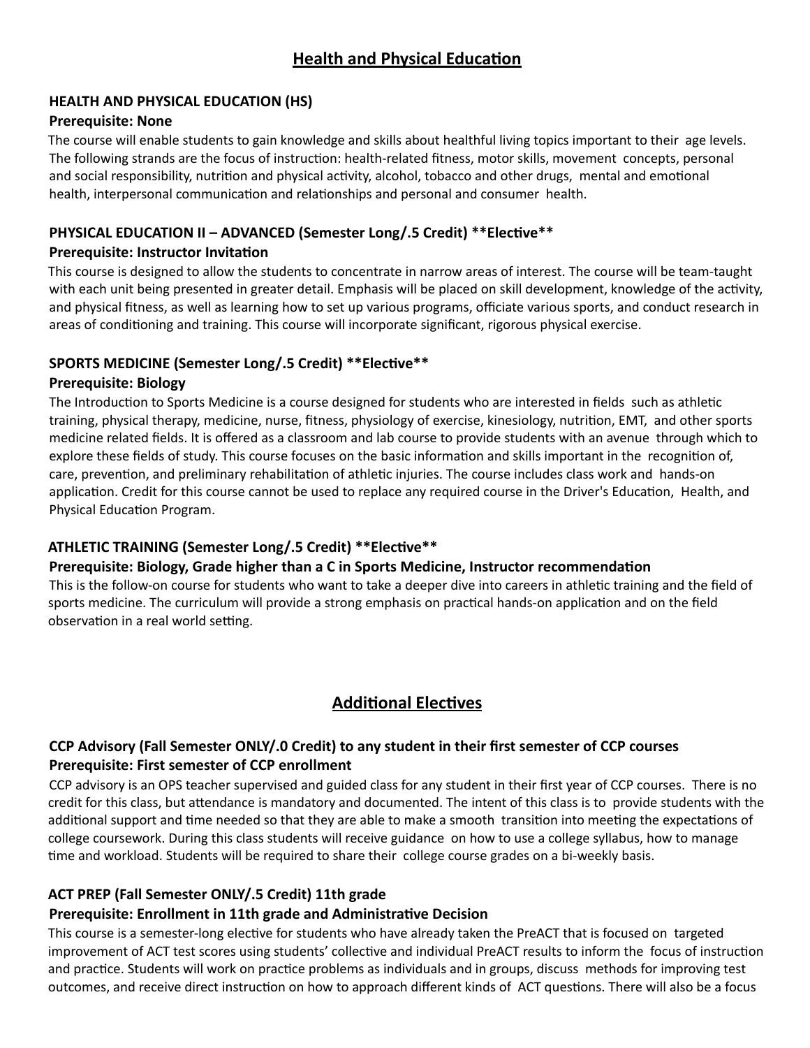# Health and Physical Education

### HEALTH AND PHYSICAL EDUCATION (HS)

**Prerequisite: None**

The course will enable students to gain knowledge and skills about healthful living topics important to their age levels. The following strands are the focus of instruction: health-related fitness, motor skills, movement concepts, personal and social responsibility, nutrition and physical activity, alcohol, tobacco and other drugs, mental and emotional health, interpersonal communication and relationships and personal and consumer health.

### PHYSICAL EDUCATION II – ADVANCED (Semester Long/.5 Credit) **Elective**

**Prerequisite: Instructor Invitation**

This course is designed to allow the students to concentrate in narrow areas of interest. The course will be team-taught with each unit being presented in greater detail. Emphasis will be placed on skill development, knowledge of the activity, and physical fitness, as well as learning how to set up various programs, officiate various sports, and conduct research in areas of conditioning and training. This course will incorporate significant, rigorous physical exercise.

### SPORTS MEDICINE (Semester Long/.5 Credit) **Elective**

**Prerequisite: Biology**

The Introduction to Sports Medicine is a course designed for students who are interested in fields such as athletic training, physical therapy, medicine, nurse, fitness, physiology of exercise, kinesiology, nutrition, EMT, and other sports medicine related fields. It is offered as a classroom and lab course to provide students with an avenue through which to explore these fields of study. This course focuses on the basic information and skills important in the recognition of, care, prevention, and preliminary rehabilitation of athletic injuries. The course includes class work and hands-on application. Credit for this course cannot be used to replace any required course in the Driver's Education, Health, and Physical Education Program.

### ATHLETIC TRAINING (Semester Long/.5 Credit) **Elective**

**Prerequisite: Biology, Grade higher than a C in Sports Medicine, Instructor recommendation**

This is the follow-on course for students who want to take a deeper dive into careers in athletic training and the field of sports medicine. The curriculum will provide a strong emphasis on practical hands-on application and on the field observation in a real world setting.

# Additional Electives

### CCP Advisory (Fall Semester ONLY/.0 Credit) to any student in their first semester of CCP courses

**Prerequisite: First semester of CCP enrollment**

CCP advisory is an OPS teacher supervised and guided class for any student in their first year of CCP courses. There is no credit for this class, but attendance is mandatory and documented. The intent of this class is to provide students with the additional support and time needed so that they are able to make a smooth transition into meeting the expectations of college coursework. During this class students will receive guidance on how to use a college syllabus, how to manage time and workload. Students will be required to share their college course grades on a bi-weekly basis.

### ACT PREP (Fall Semester ONLY/.5 Credit) 11th grade

**Prerequisite: Enrollment in 11th grade and Administrative Decision**

This course is a semester-long elective for students who have already taken the PreACT that is focused on targeted improvement of ACT test scores using students' collective and individual PreACT results to inform the focus of instruction and practice. Students will work on practice problems as individuals and in groups, discuss methods for improving test outcomes, and receive direct instruction on how to approach different kinds of ACT questions. There will also be a focus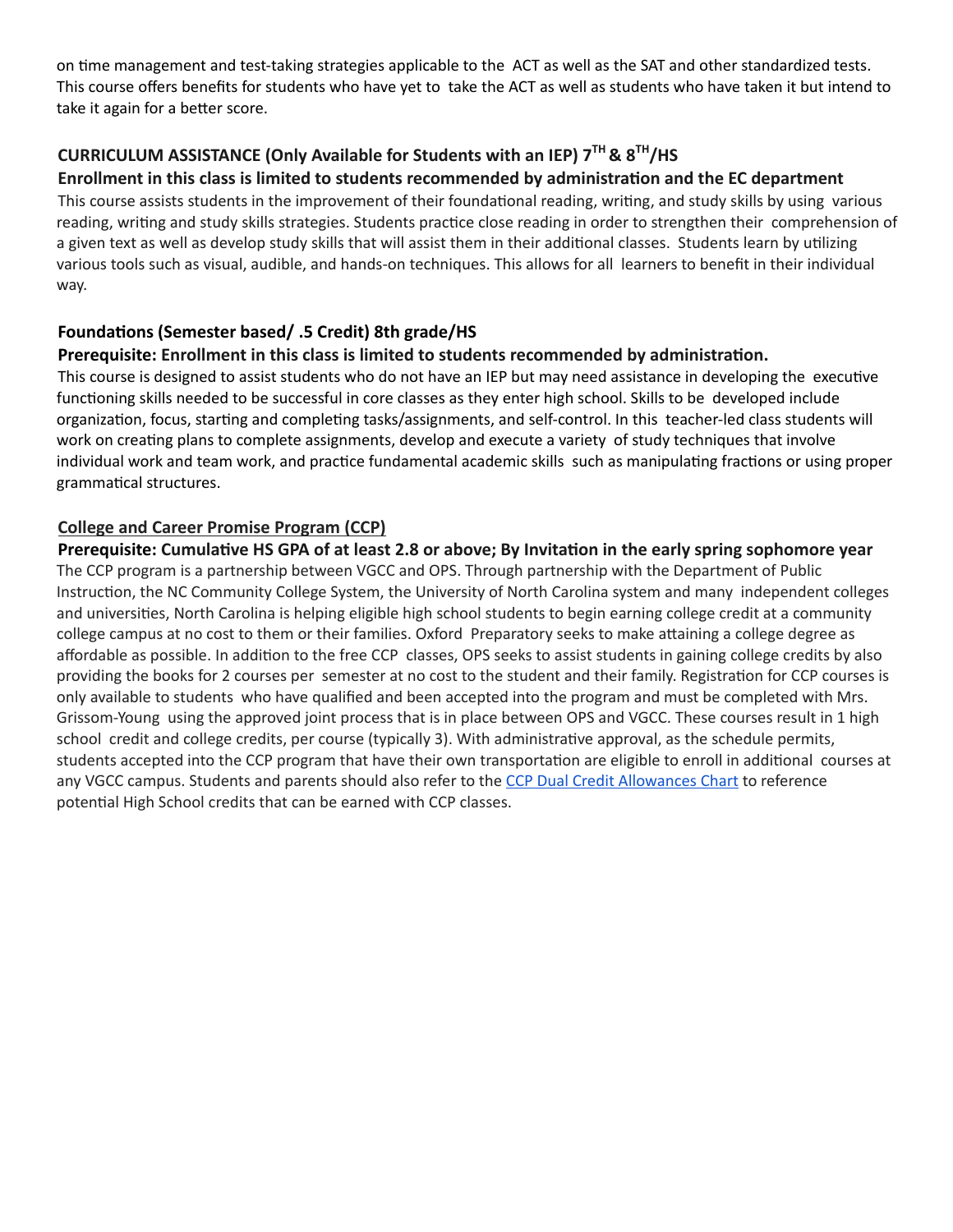on time management and test-taking strategies applicable to the ACT as well as the SAT and other standardized tests. This course offers benefits for students who have yet to take the ACT as well as students who have taken it but intend to take it again for a better score.

### CURRICULUM ASSISTANCE (Only Available for Students with an IEP) 7TH & 8TH/HS

**Enrollment in this class is limited to students recommended by administration and the EC department**

This course assists students in the improvement of their foundational reading, writing, and study skills by using various reading, writing and study skills strategies. Students practice close reading in order to strengthen their comprehension of a given text as well as develop study skills that will assist them in their additional classes. Students learn by utilizing various tools such as visual, audible, and hands-on techniques. This allows for all learners to benefit in their individual way.

### Foundations (Semester based/ .5 Credit) 8th grade/HS

**Prerequisite: Enrollment in this class is limited to students recommended by administration.**

This course is designed to assist students who do not have an IEP but may need assistance in developing the executive functioning skills needed to be successful in core classes as they enter high school. Skills to be developed include organization, focus, starting and completing tasks/assignments, and self-control. In this teacher-led class students will work on creating plans to complete assignments, develop and execute a variety of study techniques that involve individual work and team work, and practice fundamental academic skills such as manipulating fractions or using proper grammatical structures.

### College and Career Promise Program (CCP)

**Prerequisite: Cumulative HS GPA of at least 2.8 or above; By Invitation in the early spring sophomore year**

The CCP program is a partnership between VGCC and OPS. Through partnership with the Department of Public Instruction, the NC Community College System, the University of North Carolina system and many independent colleges and universities, North Carolina is helping eligible high school students to begin earning college credit at a community college campus at no cost to them or their families. Oxford Preparatory seeks to make attaining a college degree as affordable as possible. In addition to the free CCP classes, OPS seeks to assist students in gaining college credits by also providing the books for 2 courses per semester at no cost to the student and their family. Registration for CCP courses is only available to students who have qualified and been accepted into the program and must be completed with Mrs. Grissom-Young using the approved joint process that is in place between OPS and VGCC. These courses result in 1 high school credit and college credits, per course (typically 3). With administrative approval, as the schedule permits, students accepted into the CCP program that have their own transportation are eligible to enroll in additional courses at any VGCC campus. Students and parents should also refer to the CCP Dual Credit Allowances Chart to reference potential High School credits that can be earned with CCP classes.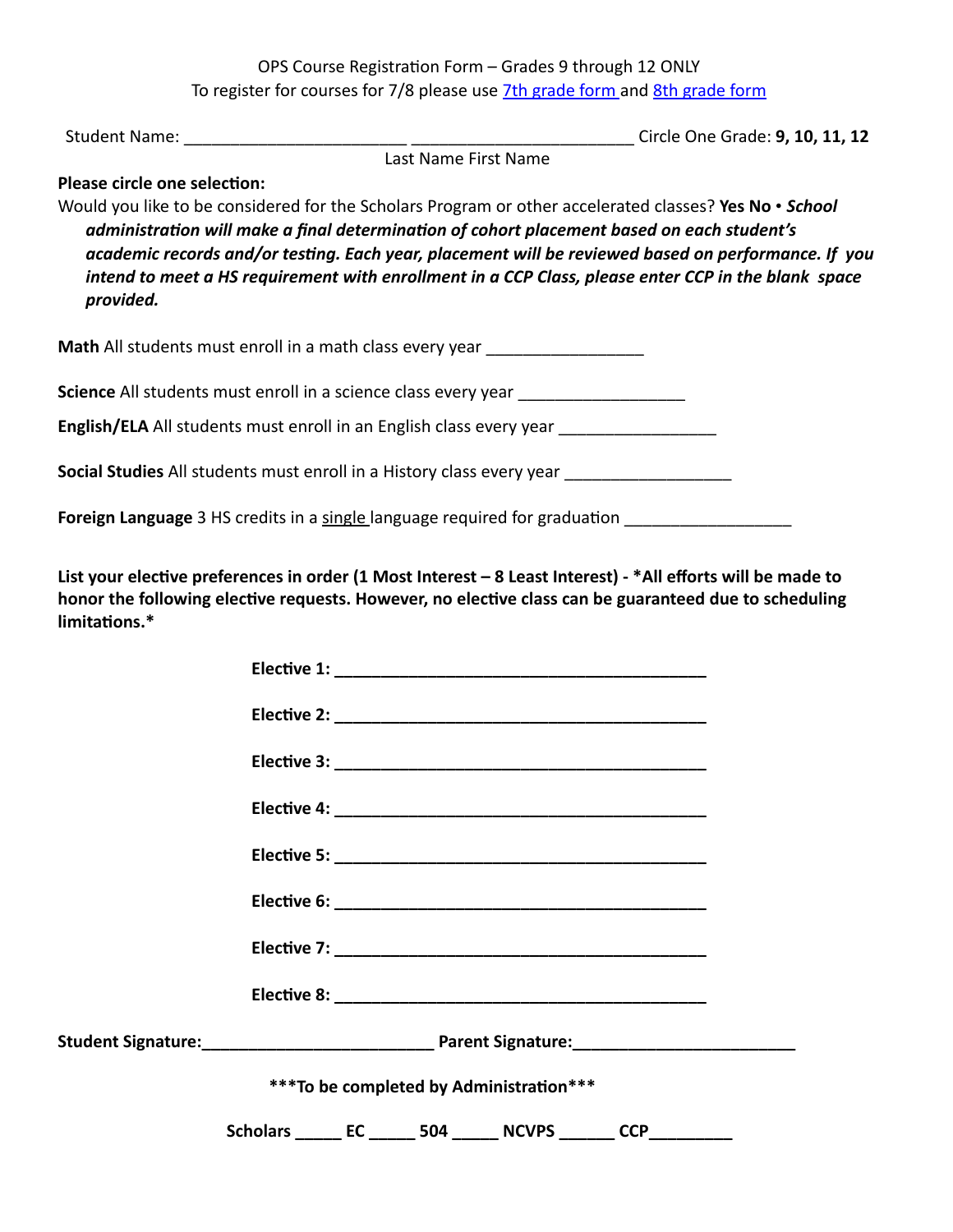OPS Course Registration Form – Grades 9 through 12 ONLY

To register for courses for 7/8 please use 7th grade form and 8th grade form

Student Name: ________________________ ________________________ Circle One Grade: **9, 10, 11, 12**

Last Name First Name

**Please circle one selection:**

Would you like to be considered for the Scholars Program or other accelerated classes? **Yes No** • ***School administration will make a final determination of cohort placement based on each student's academic records and/or testing. Each year, placement will be reviewed based on performance. If you intend to meet a HS requirement with enrollment in a CCP Class, please enter CCP in the blank space provided.***

**Math** All students must enroll in a math class every year _________________

**Science** All students must enroll in a science class every year __________________

**English/ELA** All students must enroll in an English class every year _________________

**Social Studies** All students must enroll in a History class every year __________________

**Foreign Language** 3 HS credits in a single language required for graduation __________________

**List your elective preferences in order (1 Most Interest – 8 Least Interest) - *All efforts will be made to honor the following elective requests. However, no elective class can be guaranteed due to scheduling limitations.***

**Elective 1:** ________________________________________

**Elective 2:** ________________________________________

**Elective 3:** ________________________________________

**Elective 4:** ________________________________________

**Elective 5:** ________________________________________

**Elective 6:** ________________________________________

**Elective 7:** ________________________________________

**Elective 8:** ________________________________________

**Student Signature:**_________________________ **Parent Signature:**________________________

**\*\*\*To be completed by Administration\*\*\***

**Scholars** _____ **EC** _____ **504** _____ **NCVPS** ______ **CCP**_________